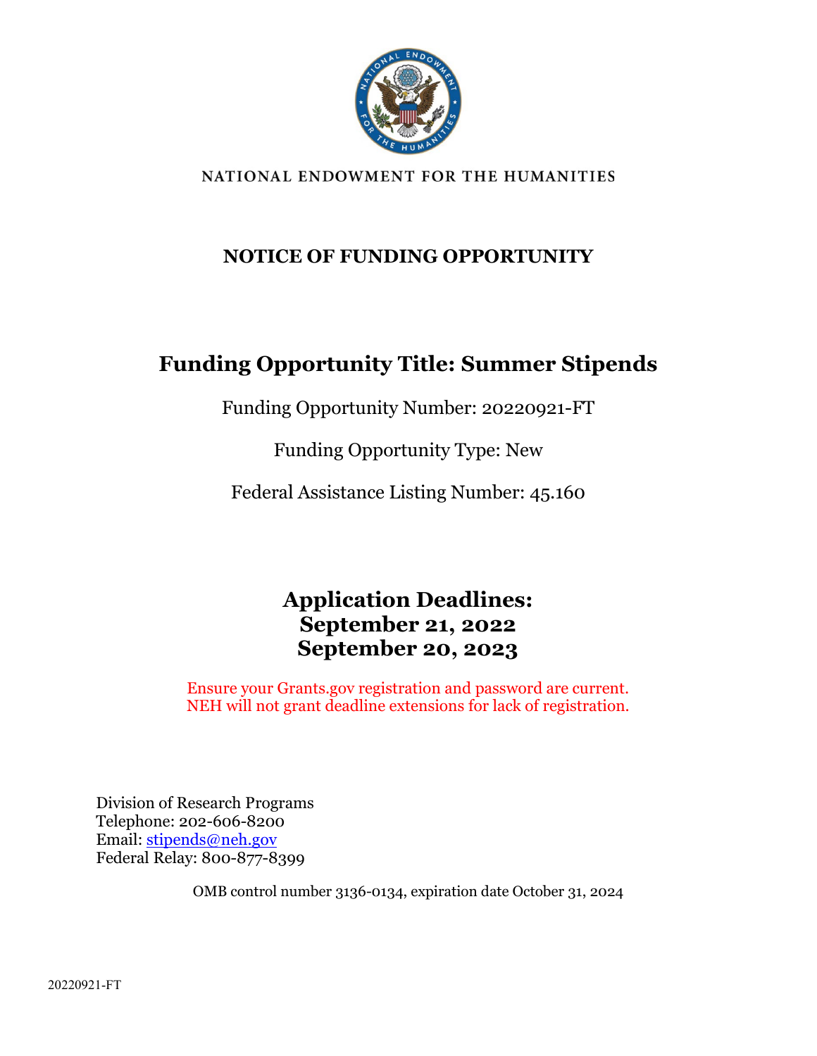NATIONAL ENDOWMENT FOR THE HUMANITIES

# NOTICE OF FUNDING OPPORTUNITY

## Funding Opportunity Title: Summer Stipends

Funding Opportunity Number: 20220921-FT

Funding Opportunity Type: New

Federal Assistance Listing Number: 45.160

## Application Deadlines:
## September 21, 2022
## September 20, 2023

Ensure your Grants.gov registration and password are current.
NEH will not grant deadline extensions for lack of registration.

Division of Research Programs
Telephone: 202-606-8200
Email: stipends@neh.gov
Federal Relay: 800-877-8399

OMB control number 3136-0134, expiration date October 31, 2024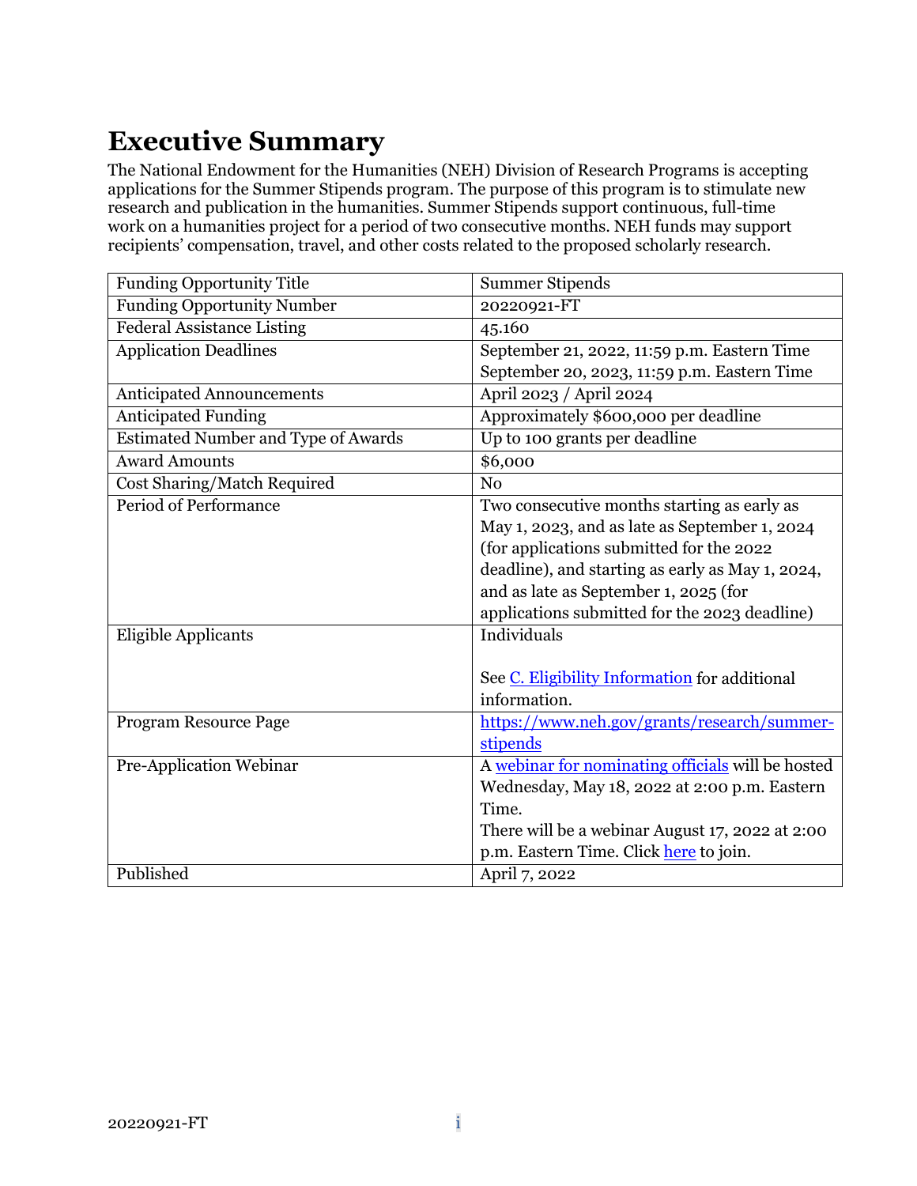# Executive Summary

The National Endowment for the Humanities (NEH) Division of Research Programs is accepting applications for the Summer Stipends program. The purpose of this program is to stimulate new research and publication in the humanities. Summer Stipends support continuous, full-time work on a humanities project for a period of two consecutive months. NEH funds may support recipients' compensation, travel, and other costs related to the proposed scholarly research.

| Funding Opportunity Title | Summer Stipends |
|---|---|
| Funding Opportunity Number | 20220921-FT |
| Federal Assistance Listing | 45.160 |
| Application Deadlines | September 21, 2022, 11:59 p.m. Eastern Time<br>September 20, 2023, 11:59 p.m. Eastern Time |
| Anticipated Announcements | April 2023 / April 2024 |
| Anticipated Funding | Approximately $600,000 per deadline |
| Estimated Number and Type of Awards | Up to 100 grants per deadline |
| Award Amounts | $6,000 |
| Cost Sharing/Match Required | No |
| Period of Performance | Two consecutive months starting as early as May 1, 2023, and as late as September 1, 2024 (for applications submitted for the 2022 deadline), and starting as early as May 1, 2024, and as late as September 1, 2025 (for applications submitted for the 2023 deadline) |
| Eligible Applicants | Individuals<br><br>See C. Eligibility Information for additional information. |
| Program Resource Page | https://www.neh.gov/grants/research/summer-stipends |
| Pre-Application Webinar | A webinar for nominating officials will be hosted Wednesday, May 18, 2022 at 2:00 p.m. Eastern Time.<br>There will be a webinar August 17, 2022 at 2:00 p.m. Eastern Time. Click here to join. |
| Published | April 7, 2022 |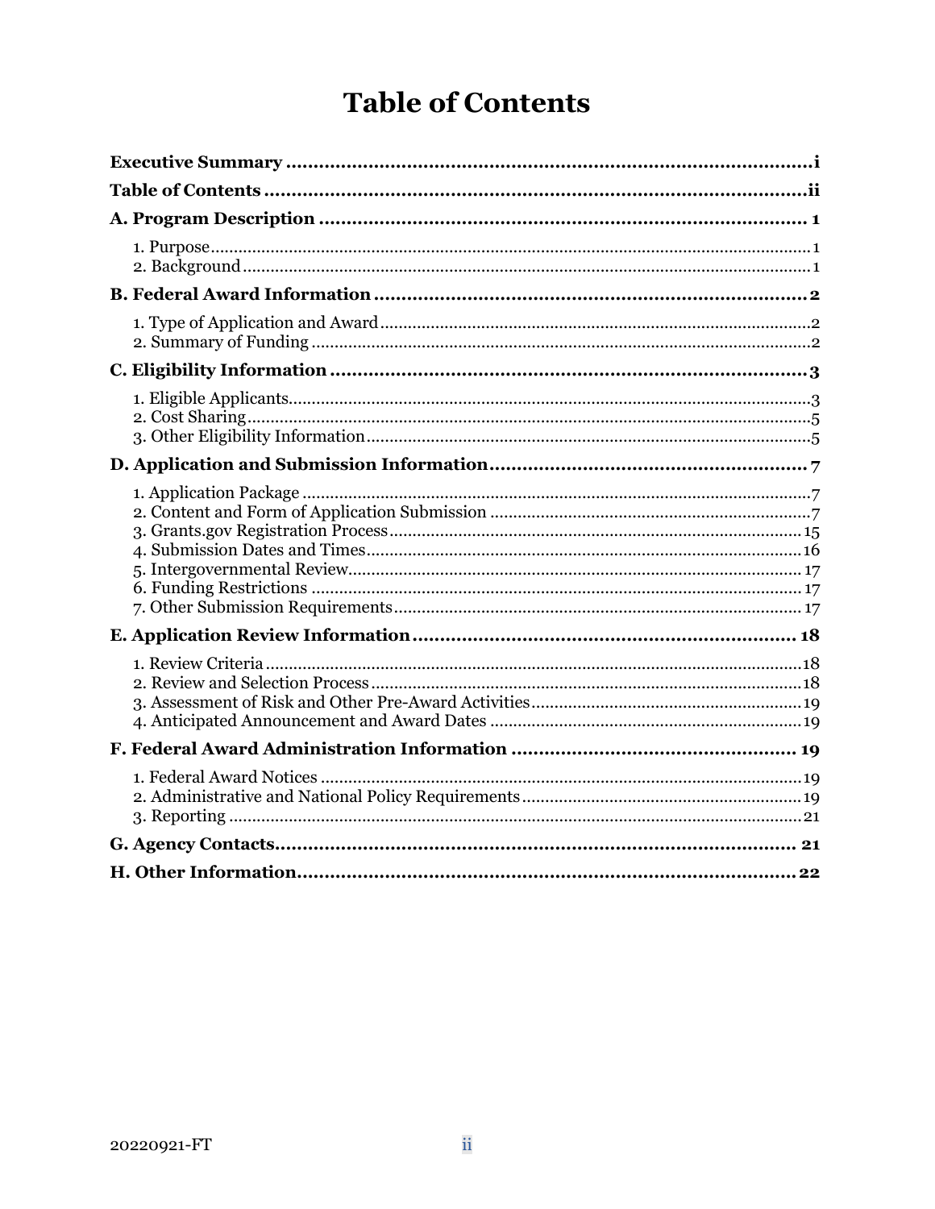# Table of Contents

**Executive Summary** .................................................................................... i

**Table of Contents** .................................................................................... ii

**A. Program Description** .................................................................................... 1

1. Purpose .................................................................................... 1
2. Background .................................................................................... 1

**B. Federal Award Information** .................................................................................... 2

1. Type of Application and Award .................................................................................... 2
2. Summary of Funding .................................................................................... 2

**C. Eligibility Information** .................................................................................... 3

1. Eligible Applicants .................................................................................... 3
2. Cost Sharing .................................................................................... 5
3. Other Eligibility Information .................................................................................... 5

**D. Application and Submission Information** .................................................................................... 7

1. Application Package .................................................................................... 7
2. Content and Form of Application Submission .................................................................................... 7
3. Grants.gov Registration Process .................................................................................... 15
4. Submission Dates and Times .................................................................................... 16
5. Intergovernmental Review .................................................................................... 17
6. Funding Restrictions .................................................................................... 17
7. Other Submission Requirements .................................................................................... 17

**E. Application Review Information** .................................................................................... 18

1. Review Criteria .................................................................................... 18
2. Review and Selection Process .................................................................................... 18
3. Assessment of Risk and Other Pre-Award Activities .................................................................................... 19
4. Anticipated Announcement and Award Dates .................................................................................... 19

**F. Federal Award Administration Information** .................................................................................... 19

1. Federal Award Notices .................................................................................... 19
2. Administrative and National Policy Requirements .................................................................................... 19
3. Reporting .................................................................................... 21

**G. Agency Contacts** .................................................................................... 21

**H. Other Information** .................................................................................... 22

20220921-FT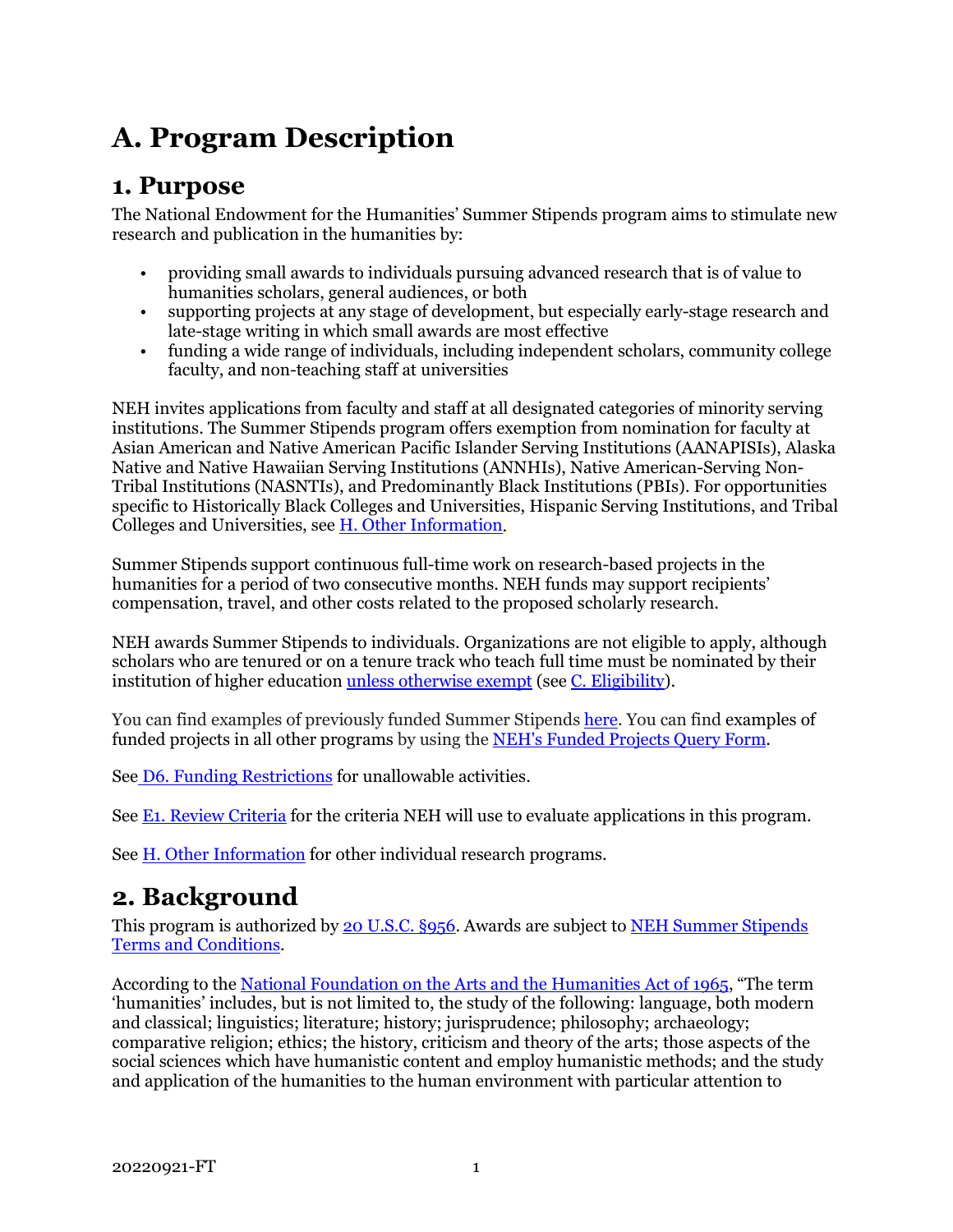# A. Program Description

## 1. Purpose

The National Endowment for the Humanities' Summer Stipends program aims to stimulate new research and publication in the humanities by:

- providing small awards to individuals pursuing advanced research that is of value to humanities scholars, general audiences, or both
- supporting projects at any stage of development, but especially early-stage research and late-stage writing in which small awards are most effective
- funding a wide range of individuals, including independent scholars, community college faculty, and non-teaching staff at universities

NEH invites applications from faculty and staff at all designated categories of minority serving institutions. The Summer Stipends program offers exemption from nomination for faculty at Asian American and Native American Pacific Islander Serving Institutions (AANAPISIs), Alaska Native and Native Hawaiian Serving Institutions (ANNHIs), Native American-Serving Non-Tribal Institutions (NASNTIs), and Predominantly Black Institutions (PBIs). For opportunities specific to Historically Black Colleges and Universities, Hispanic Serving Institutions, and Tribal Colleges and Universities, see H. Other Information.

Summer Stipends support continuous full-time work on research-based projects in the humanities for a period of two consecutive months. NEH funds may support recipients' compensation, travel, and other costs related to the proposed scholarly research.

NEH awards Summer Stipends to individuals. Organizations are not eligible to apply, although scholars who are tenured or on a tenure track who teach full time must be nominated by their institution of higher education unless otherwise exempt (see C. Eligibility).

You can find examples of previously funded Summer Stipends here. You can find examples of funded projects in all other programs by using the NEH's Funded Projects Query Form.

See D6. Funding Restrictions for unallowable activities.

See E1. Review Criteria for the criteria NEH will use to evaluate applications in this program.

See H. Other Information for other individual research programs.

## 2. Background

This program is authorized by 20 U.S.C. §956. Awards are subject to NEH Summer Stipends Terms and Conditions.

According to the National Foundation on the Arts and the Humanities Act of 1965, "The term 'humanities' includes, but is not limited to, the study of the following: language, both modern and classical; linguistics; literature; history; jurisprudence; philosophy; archaeology; comparative religion; ethics; the history, criticism and theory of the arts; those aspects of the social sciences which have humanistic content and employ humanistic methods; and the study and application of the humanities to the human environment with particular attention to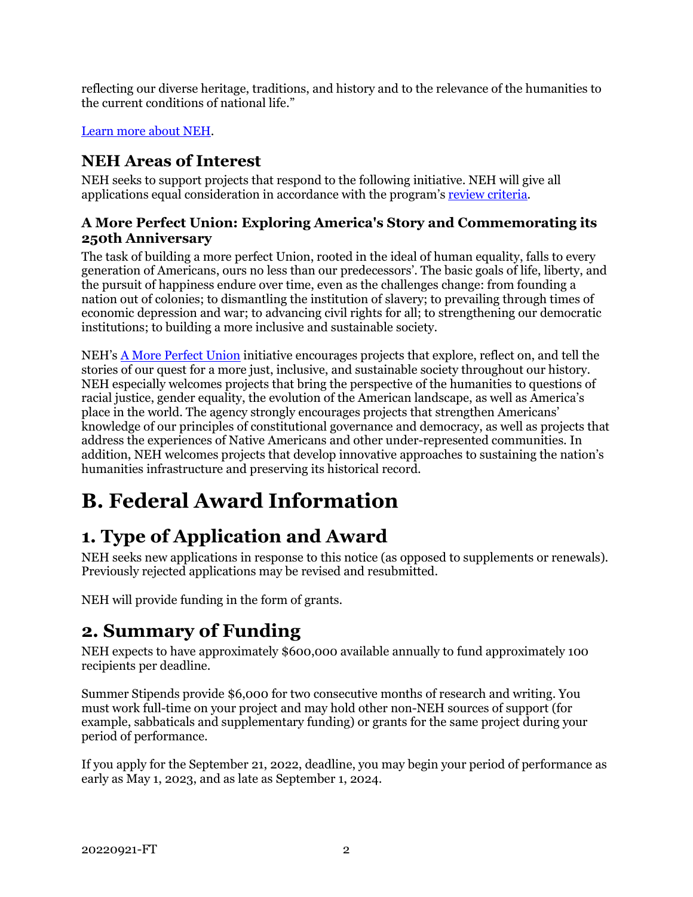reflecting our diverse heritage, traditions, and history and to the relevance of the humanities to the current conditions of national life."

[Learn more about NEH](#).

## NEH Areas of Interest

NEH seeks to support projects that respond to the following initiative. NEH will give all applications equal consideration in accordance with the program's [review criteria](#).

### A More Perfect Union: Exploring America's Story and Commemorating its 250th Anniversary

The task of building a more perfect Union, rooted in the ideal of human equality, falls to every generation of Americans, ours no less than our predecessors'. The basic goals of life, liberty, and the pursuit of happiness endure over time, even as the challenges change: from founding a nation out of colonies; to dismantling the institution of slavery; to prevailing through times of economic depression and war; to advancing civil rights for all; to strengthening our democratic institutions; to building a more inclusive and sustainable society.

NEH's [A More Perfect Union](#) initiative encourages projects that explore, reflect on, and tell the stories of our quest for a more just, inclusive, and sustainable society throughout our history. NEH especially welcomes projects that bring the perspective of the humanities to questions of racial justice, gender equality, the evolution of the American landscape, as well as America's place in the world. The agency strongly encourages projects that strengthen Americans' knowledge of our principles of constitutional governance and democracy, as well as projects that address the experiences of Native Americans and other under-represented communities. In addition, NEH welcomes projects that develop innovative approaches to sustaining the nation's humanities infrastructure and preserving its historical record.

# B. Federal Award Information

# 1. Type of Application and Award

NEH seeks new applications in response to this notice (as opposed to supplements or renewals). Previously rejected applications may be revised and resubmitted.

NEH will provide funding in the form of grants.

# 2. Summary of Funding

NEH expects to have approximately $600,000 available annually to fund approximately 100 recipients per deadline.

Summer Stipends provide $6,000 for two consecutive months of research and writing. You must work full-time on your project and may hold other non-NEH sources of support (for example, sabbaticals and supplementary funding) or grants for the same project during your period of performance.

If you apply for the September 21, 2022, deadline, you may begin your period of performance as early as May 1, 2023, and as late as September 1, 2024.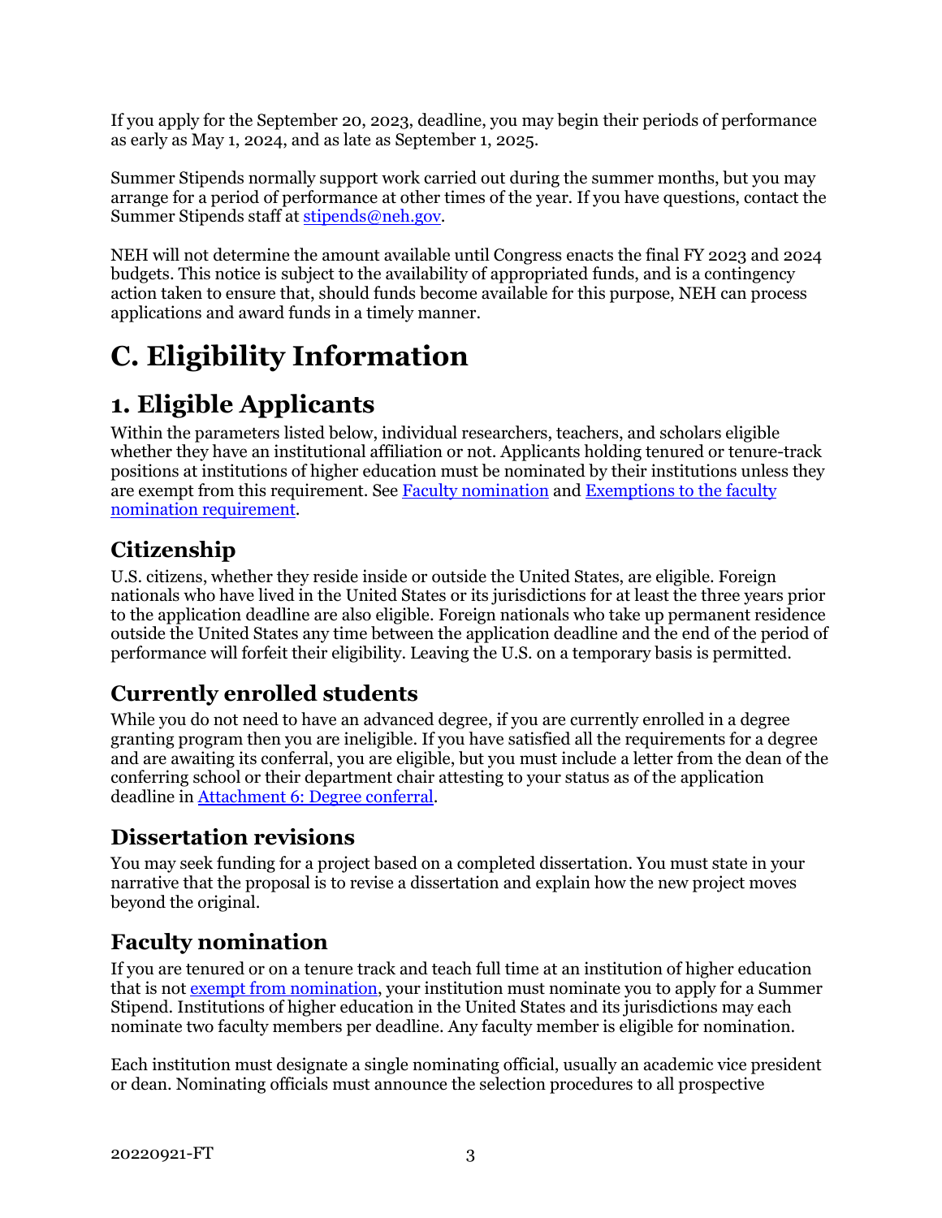If you apply for the September 20, 2023, deadline, you may begin their periods of performance as early as May 1, 2024, and as late as September 1, 2025.

Summer Stipends normally support work carried out during the summer months, but you may arrange for a period of performance at other times of the year. If you have questions, contact the Summer Stipends staff at [stipends@neh.gov](mailto:stipends@neh.gov).

NEH will not determine the amount available until Congress enacts the final FY 2023 and 2024 budgets. This notice is subject to the availability of appropriated funds, and is a contingency action taken to ensure that, should funds become available for this purpose, NEH can process applications and award funds in a timely manner.

# C. Eligibility Information

## 1. Eligible Applicants

Within the parameters listed below, individual researchers, teachers, and scholars eligible whether they have an institutional affiliation or not. Applicants holding tenured or tenure-track positions at institutions of higher education must be nominated by their institutions unless they are exempt from this requirement. See [Faculty nomination]() and [Exemptions to the faculty nomination requirement]().

### Citizenship

U.S. citizens, whether they reside inside or outside the United States, are eligible. Foreign nationals who have lived in the United States or its jurisdictions for at least the three years prior to the application deadline are also eligible. Foreign nationals who take up permanent residence outside the United States any time between the application deadline and the end of the period of performance will forfeit their eligibility. Leaving the U.S. on a temporary basis is permitted.

### Currently enrolled students

While you do not need to have an advanced degree, if you are currently enrolled in a degree granting program then you are ineligible. If you have satisfied all the requirements for a degree and are awaiting its conferral, you are eligible, but you must include a letter from the dean of the conferring school or their department chair attesting to your status as of the application deadline in [Attachment 6: Degree conferral]().

### Dissertation revisions

You may seek funding for a project based on a completed dissertation. You must state in your narrative that the proposal is to revise a dissertation and explain how the new project moves beyond the original.

### Faculty nomination

If you are tenured or on a tenure track and teach full time at an institution of higher education that is not [exempt from nomination](), your institution must nominate you to apply for a Summer Stipend. Institutions of higher education in the United States and its jurisdictions may each nominate two faculty members per deadline. Any faculty member is eligible for nomination.

Each institution must designate a single nominating official, usually an academic vice president or dean. Nominating officials must announce the selection procedures to all prospective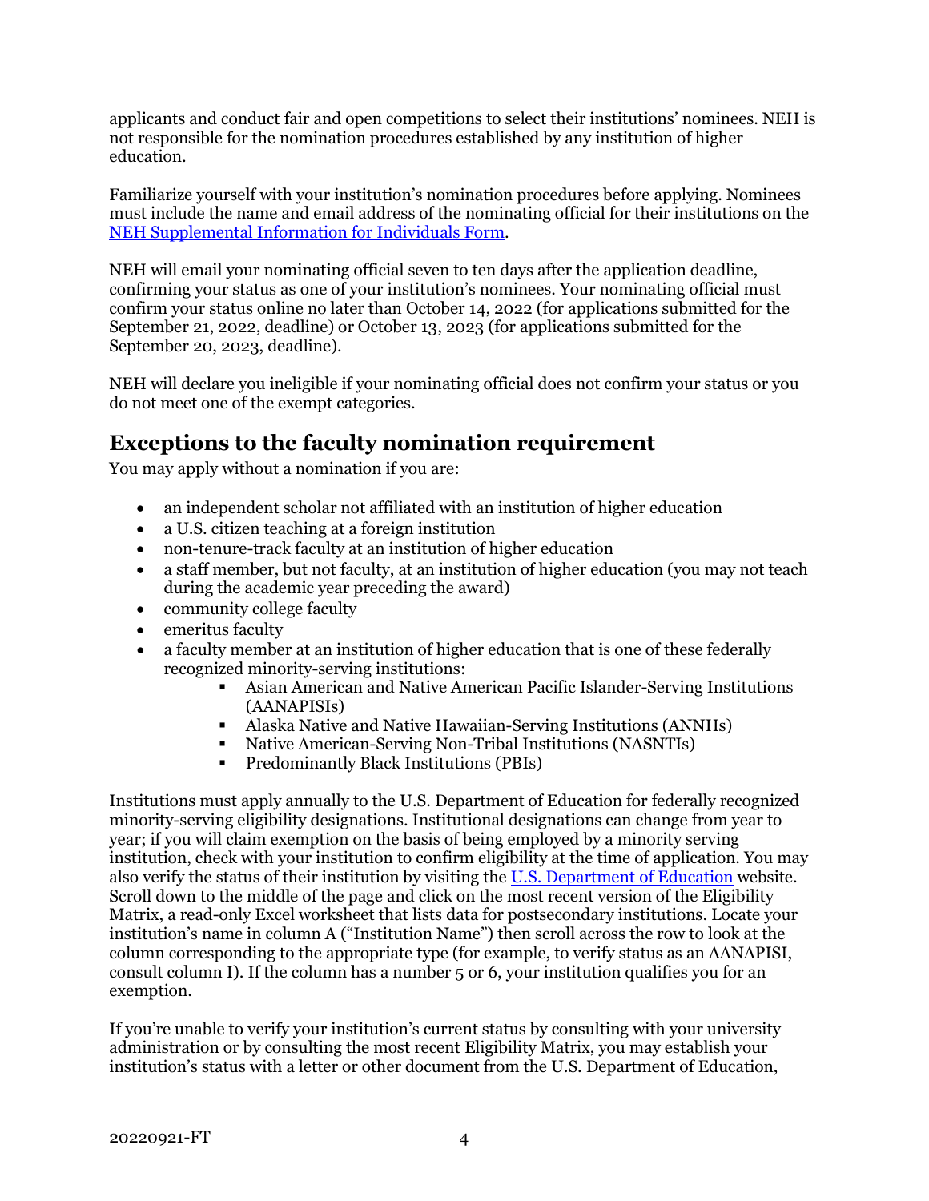applicants and conduct fair and open competitions to select their institutions' nominees. NEH is not responsible for the nomination procedures established by any institution of higher education.

Familiarize yourself with your institution's nomination procedures before applying. Nominees must include the name and email address of the nominating official for their institutions on the [NEH Supplemental Information for Individuals Form](#).

NEH will email your nominating official seven to ten days after the application deadline, confirming your status as one of your institution's nominees. Your nominating official must confirm your status online no later than October 14, 2022 (for applications submitted for the September 21, 2022, deadline) or October 13, 2023 (for applications submitted for the September 20, 2023, deadline).

NEH will declare you ineligible if your nominating official does not confirm your status or you do not meet one of the exempt categories.

## Exceptions to the faculty nomination requirement

You may apply without a nomination if you are:

- an independent scholar not affiliated with an institution of higher education
- a U.S. citizen teaching at a foreign institution
- non-tenure-track faculty at an institution of higher education
- a staff member, but not faculty, at an institution of higher education (you may not teach during the academic year preceding the award)
- community college faculty
- emeritus faculty
- a faculty member at an institution of higher education that is one of these federally recognized minority-serving institutions:
  - Asian American and Native American Pacific Islander-Serving Institutions (AANAPISIs)
  - Alaska Native and Native Hawaiian-Serving Institutions (ANNHs)
  - Native American-Serving Non-Tribal Institutions (NASNTIs)
  - Predominantly Black Institutions (PBIs)

Institutions must apply annually to the U.S. Department of Education for federally recognized minority-serving eligibility designations. Institutional designations can change from year to year; if you will claim exemption on the basis of being employed by a minority serving institution, check with your institution to confirm eligibility at the time of application. You may also verify the status of their institution by visiting the [U.S. Department of Education](#) website. Scroll down to the middle of the page and click on the most recent version of the Eligibility Matrix, a read-only Excel worksheet that lists data for postsecondary institutions. Locate your institution's name in column A ("Institution Name") then scroll across the row to look at the column corresponding to the appropriate type (for example, to verify status as an AANAPISI, consult column I). If the column has a number 5 or 6, your institution qualifies you for an exemption.

If you're unable to verify your institution's current status by consulting with your university administration or by consulting the most recent Eligibility Matrix, you may establish your institution's status with a letter or other document from the U.S. Department of Education,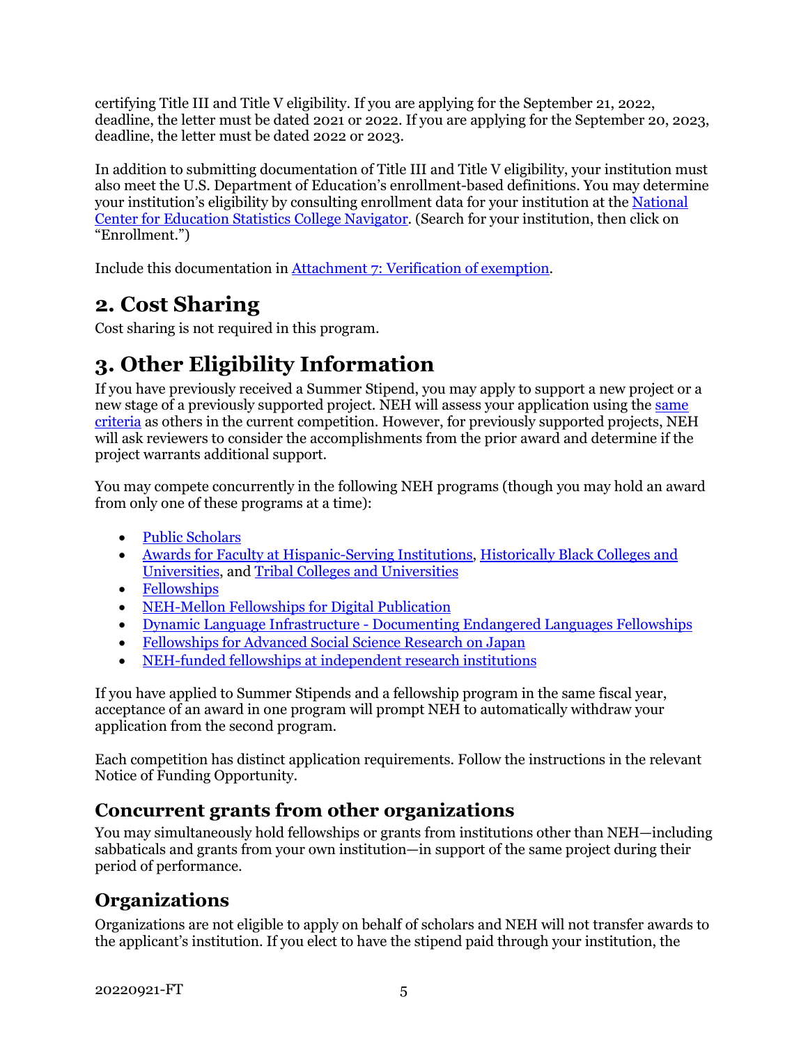certifying Title III and Title V eligibility. If you are applying for the September 21, 2022, deadline, the letter must be dated 2021 or 2022. If you are applying for the September 20, 2023, deadline, the letter must be dated 2022 or 2023.

In addition to submitting documentation of Title III and Title V eligibility, your institution must also meet the U.S. Department of Education's enrollment-based definitions. You may determine your institution's eligibility by consulting enrollment data for your institution at the National Center for Education Statistics College Navigator. (Search for your institution, then click on "Enrollment.")

Include this documentation in Attachment 7: Verification of exemption.

## 2. Cost Sharing

Cost sharing is not required in this program.

## 3. Other Eligibility Information

If you have previously received a Summer Stipend, you may apply to support a new project or a new stage of a previously supported project. NEH will assess your application using the same criteria as others in the current competition. However, for previously supported projects, NEH will ask reviewers to consider the accomplishments from the prior award and determine if the project warrants additional support.

You may compete concurrently in the following NEH programs (though you may hold an award from only one of these programs at a time):

- Public Scholars
- Awards for Faculty at Hispanic-Serving Institutions, Historically Black Colleges and Universities, and Tribal Colleges and Universities
- Fellowships
- NEH-Mellon Fellowships for Digital Publication
- Dynamic Language Infrastructure - Documenting Endangered Languages Fellowships
- Fellowships for Advanced Social Science Research on Japan
- NEH-funded fellowships at independent research institutions

If you have applied to Summer Stipends and a fellowship program in the same fiscal year, acceptance of an award in one program will prompt NEH to automatically withdraw your application from the second program.

Each competition has distinct application requirements. Follow the instructions in the relevant Notice of Funding Opportunity.

### Concurrent grants from other organizations

You may simultaneously hold fellowships or grants from institutions other than NEH—including sabbaticals and grants from your own institution—in support of the same project during their period of performance.

### Organizations

Organizations are not eligible to apply on behalf of scholars and NEH will not transfer awards to the applicant's institution. If you elect to have the stipend paid through your institution, the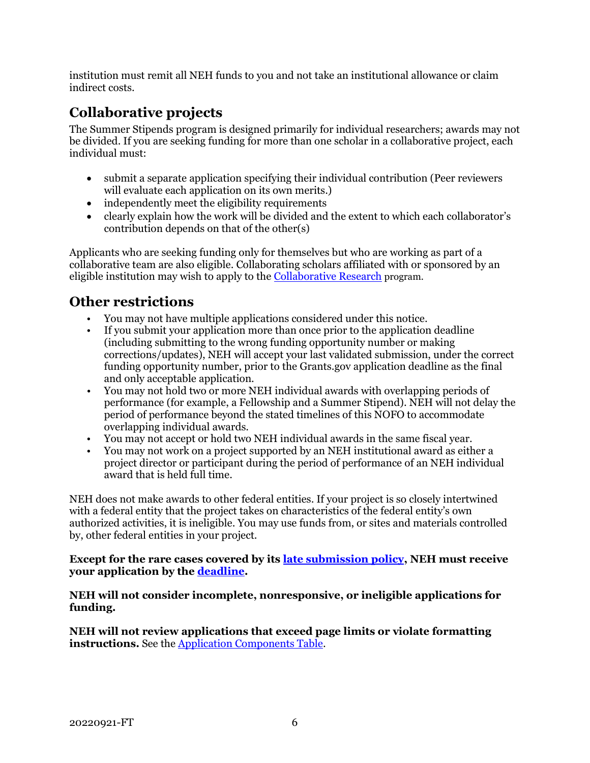institution must remit all NEH funds to you and not take an institutional allowance or claim indirect costs.

## Collaborative projects

The Summer Stipends program is designed primarily for individual researchers; awards may not be divided. If you are seeking funding for more than one scholar in a collaborative project, each individual must:

- submit a separate application specifying their individual contribution (Peer reviewers will evaluate each application on its own merits.)
- independently meet the eligibility requirements
- clearly explain how the work will be divided and the extent to which each collaborator's contribution depends on that of the other(s)

Applicants who are seeking funding only for themselves but who are working as part of a collaborative team are also eligible. Collaborating scholars affiliated with or sponsored by an eligible institution may wish to apply to the [Collaborative Research](#) program.

## Other restrictions

- You may not have multiple applications considered under this notice.
- If you submit your application more than once prior to the application deadline (including submitting to the wrong funding opportunity number or making corrections/updates), NEH will accept your last validated submission, under the correct funding opportunity number, prior to the Grants.gov application deadline as the final and only acceptable application.
- You may not hold two or more NEH individual awards with overlapping periods of performance (for example, a Fellowship and a Summer Stipend). NEH will not delay the period of performance beyond the stated timelines of this NOFO to accommodate overlapping individual awards.
- You may not accept or hold two NEH individual awards in the same fiscal year.
- You may not work on a project supported by an NEH institutional award as either a project director or participant during the period of performance of an NEH individual award that is held full time.

NEH does not make awards to other federal entities. If your project is so closely intertwined with a federal entity that the project takes on characteristics of the federal entity's own authorized activities, it is ineligible. You may use funds from, or sites and materials controlled by, other federal entities in your project.

**Except for the rare cases covered by its [late submission policy](#), NEH must receive your application by the [deadline](#).**

**NEH will not consider incomplete, nonresponsive, or ineligible applications for funding.**

**NEH will not review applications that exceed page limits or violate formatting instructions.** See the [Application Components Table](#).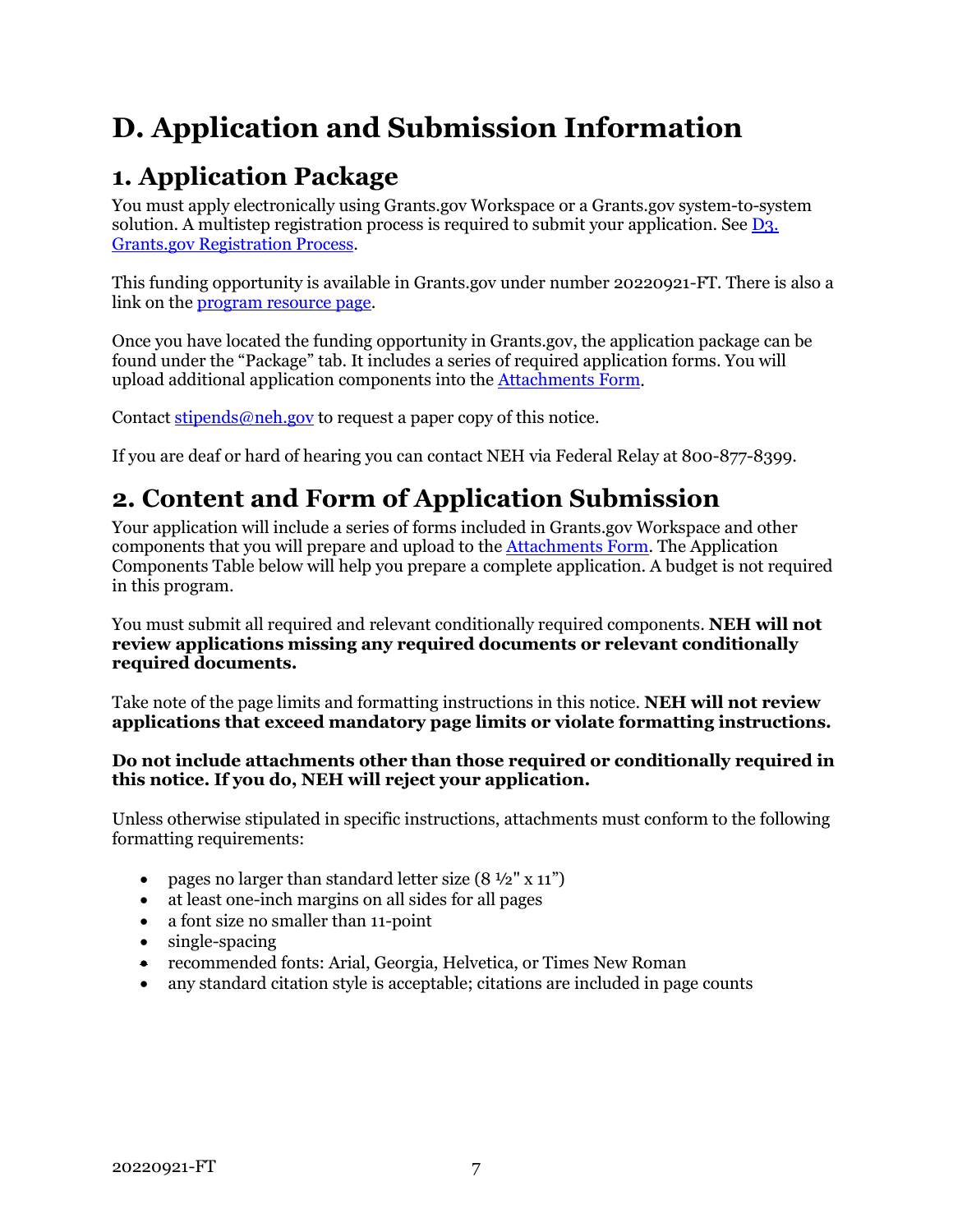# D. Application and Submission Information

## 1. Application Package

You must apply electronically using Grants.gov Workspace or a Grants.gov system-to-system solution. A multistep registration process is required to submit your application. See [D3. Grants.gov Registration Process](#).

This funding opportunity is available in Grants.gov under number 20220921-FT. There is also a link on the [program resource page](#).

Once you have located the funding opportunity in Grants.gov, the application package can be found under the "Package" tab. It includes a series of required application forms. You will upload additional application components into the [Attachments Form](#).

Contact [stipends@neh.gov](mailto:stipends@neh.gov) to request a paper copy of this notice.

If you are deaf or hard of hearing you can contact NEH via Federal Relay at 800-877-8399.

## 2. Content and Form of Application Submission

Your application will include a series of forms included in Grants.gov Workspace and other components that you will prepare and upload to the [Attachments Form](#). The Application Components Table below will help you prepare a complete application. A budget is not required in this program.

You must submit all required and relevant conditionally required components. **NEH will not review applications missing any required documents or relevant conditionally required documents.**

Take note of the page limits and formatting instructions in this notice. **NEH will not review applications that exceed mandatory page limits or violate formatting instructions.**

**Do not include attachments other than those required or conditionally required in this notice. If you do, NEH will reject your application.**

Unless otherwise stipulated in specific instructions, attachments must conform to the following formatting requirements:

- pages no larger than standard letter size (8 ½" x 11")
- at least one-inch margins on all sides for all pages
- a font size no smaller than 11-point
- single-spacing
- recommended fonts: Arial, Georgia, Helvetica, or Times New Roman
- any standard citation style is acceptable; citations are included in page counts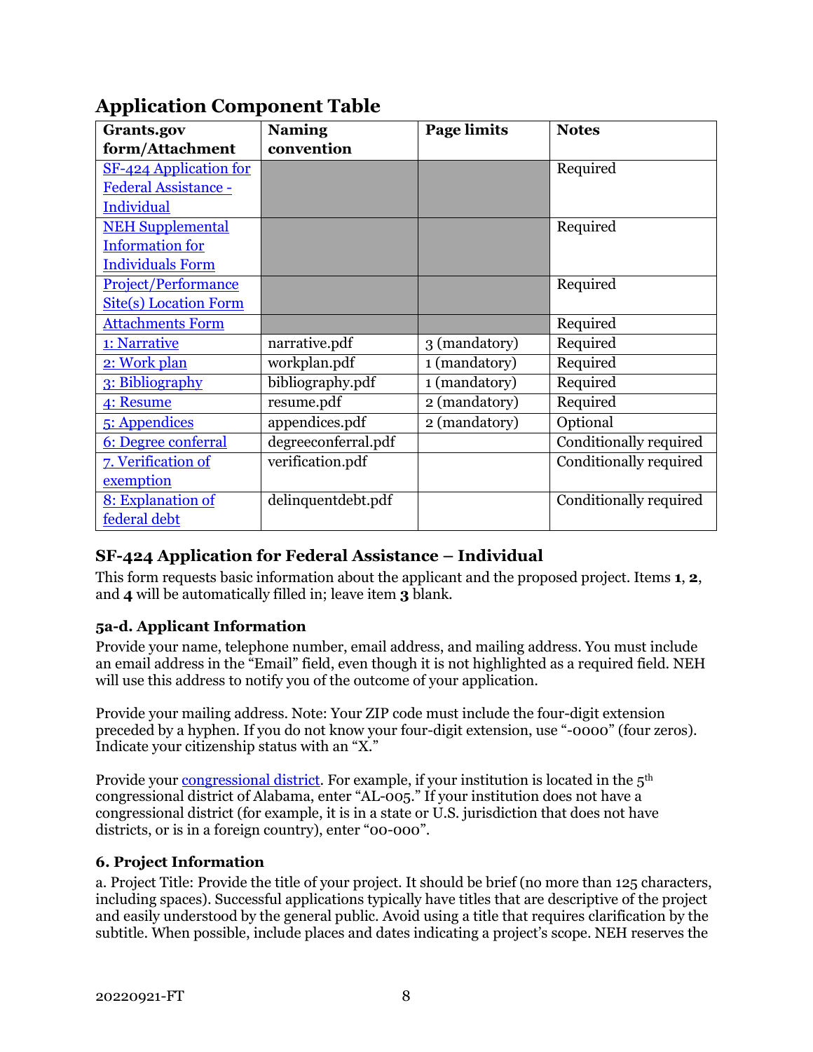## Application Component Table

| Grants.gov form/Attachment | Naming convention | Page limits | Notes |
|---|---|---|---|
| SF-424 Application for Federal Assistance - Individual | | | Required |
| NEH Supplemental Information for Individuals Form | | | Required |
| Project/Performance Site(s) Location Form | | | Required |
| Attachments Form | | | Required |
| 1: Narrative | narrative.pdf | 3 (mandatory) | Required |
| 2: Work plan | workplan.pdf | 1 (mandatory) | Required |
| 3: Bibliography | bibliography.pdf | 1 (mandatory) | Required |
| 4: Resume | resume.pdf | 2 (mandatory) | Required |
| 5: Appendices | appendices.pdf | 2 (mandatory) | Optional |
| 6: Degree conferral | degreeconferral.pdf | | Conditionally required |
| 7. Verification of exemption | verification.pdf | | Conditionally required |
| 8: Explanation of federal debt | delinquentdebt.pdf | | Conditionally required |

## SF-424 Application for Federal Assistance – Individual

This form requests basic information about the applicant and the proposed project. Items **1**, **2**, and **4** will be automatically filled in; leave item **3** blank.

### 5a-d. Applicant Information

Provide your name, telephone number, email address, and mailing address. You must include an email address in the "Email" field, even though it is not highlighted as a required field. NEH will use this address to notify you of the outcome of your application.

Provide your mailing address. Note: Your ZIP code must include the four-digit extension preceded by a hyphen. If you do not know your four-digit extension, use "-0000" (four zeros). Indicate your citizenship status with an "X."

Provide your congressional district. For example, if your institution is located in the 5th congressional district of Alabama, enter "AL-005." If your institution does not have a congressional district (for example, it is in a state or U.S. jurisdiction that does not have districts, or is in a foreign country), enter "00-000".

### 6. Project Information

a. Project Title: Provide the title of your project. It should be brief (no more than 125 characters, including spaces). Successful applications typically have titles that are descriptive of the project and easily understood by the general public. Avoid using a title that requires clarification by the subtitle. When possible, include places and dates indicating a project's scope. NEH reserves the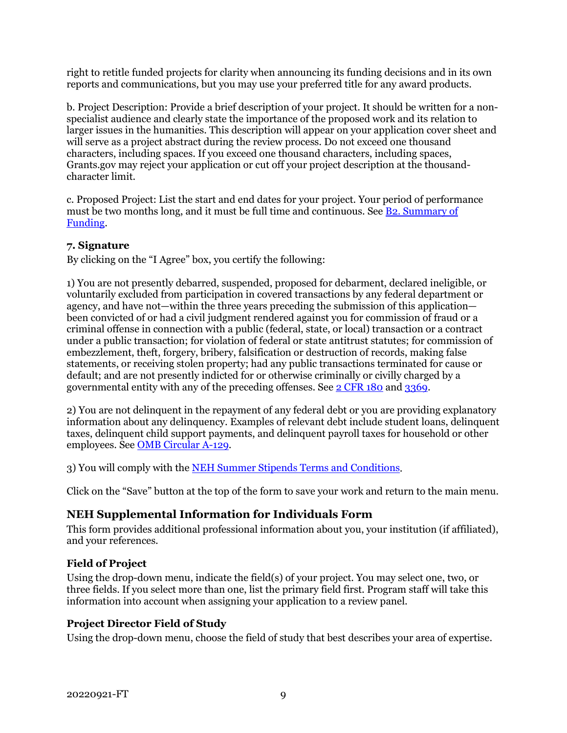right to retitle funded projects for clarity when announcing its funding decisions and in its own reports and communications, but you may use your preferred title for any award products.

b. Project Description: Provide a brief description of your project. It should be written for a non-specialist audience and clearly state the importance of the proposed work and its relation to larger issues in the humanities. This description will appear on your application cover sheet and will serve as a project abstract during the review process. Do not exceed one thousand characters, including spaces. If you exceed one thousand characters, including spaces, Grants.gov may reject your application or cut off your project description at the thousand-character limit.

c. Proposed Project: List the start and end dates for your project. Your period of performance must be two months long, and it must be full time and continuous. See [B2. Summary of Funding](#).

#### 7. Signature

By clicking on the "I Agree" box, you certify the following:

1) You are not presently debarred, suspended, proposed for debarment, declared ineligible, or voluntarily excluded from participation in covered transactions by any federal department or agency, and have not—within the three years preceding the submission of this application—been convicted of or had a civil judgment rendered against you for commission of fraud or a criminal offense in connection with a public (federal, state, or local) transaction or a contract under a public transaction; for violation of federal or state antitrust statutes; for commission of embezzlement, theft, forgery, bribery, falsification or destruction of records, making false statements, or receiving stolen property; had any public transactions terminated for cause or default; and are not presently indicted for or otherwise criminally or civilly charged by a governmental entity with any of the preceding offenses. See [2 CFR 180](#) and [3369](#).

2) You are not delinquent in the repayment of any federal debt or you are providing explanatory information about any delinquency. Examples of relevant debt include student loans, delinquent taxes, delinquent child support payments, and delinquent payroll taxes for household or other employees. See [OMB Circular A-129](#).

3) You will comply with the [NEH Summer Stipends Terms and Conditions](#).

Click on the "Save" button at the top of the form to save your work and return to the main menu.

### NEH Supplemental Information for Individuals Form

This form provides additional professional information about you, your institution (if affiliated), and your references.

#### Field of Project

Using the drop-down menu, indicate the field(s) of your project. You may select one, two, or three fields. If you select more than one, list the primary field first. Program staff will take this information into account when assigning your application to a review panel.

#### Project Director Field of Study

Using the drop-down menu, choose the field of study that best describes your area of expertise.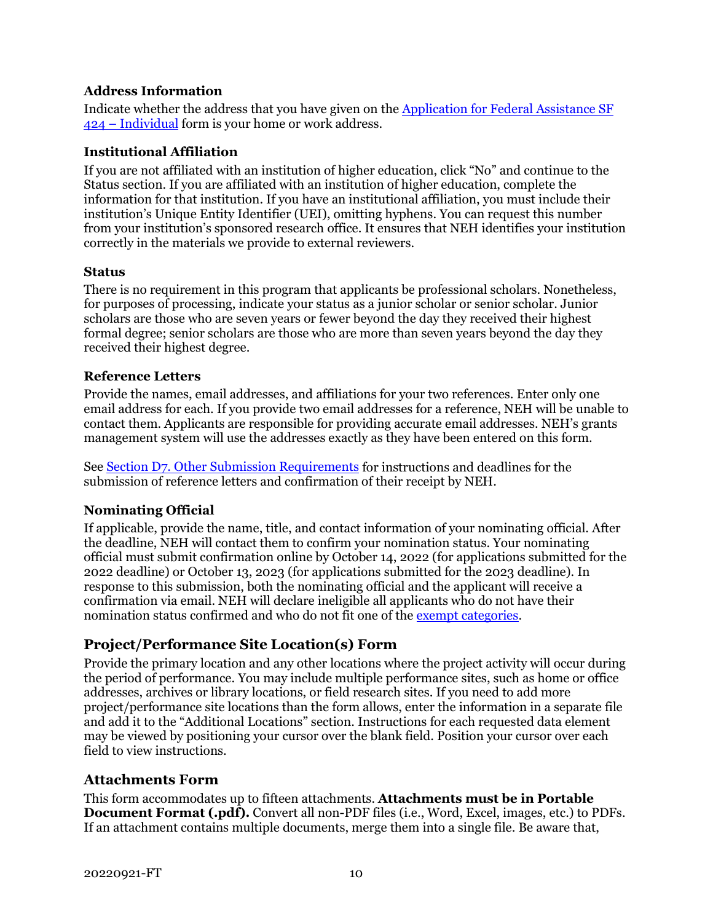### Address Information

Indicate whether the address that you have given on the [Application for Federal Assistance SF 424 – Individual](#) form is your home or work address.

### Institutional Affiliation

If you are not affiliated with an institution of higher education, click "No" and continue to the Status section. If you are affiliated with an institution of higher education, complete the information for that institution. If you have an institutional affiliation, you must include their institution's Unique Entity Identifier (UEI), omitting hyphens. You can request this number from your institution's sponsored research office. It ensures that NEH identifies your institution correctly in the materials we provide to external reviewers.

### Status

There is no requirement in this program that applicants be professional scholars. Nonetheless, for purposes of processing, indicate your status as a junior scholar or senior scholar. Junior scholars are those who are seven years or fewer beyond the day they received their highest formal degree; senior scholars are those who are more than seven years beyond the day they received their highest degree.

### Reference Letters

Provide the names, email addresses, and affiliations for your two references. Enter only one email address for each. If you provide two email addresses for a reference, NEH will be unable to contact them. Applicants are responsible for providing accurate email addresses. NEH's grants management system will use the addresses exactly as they have been entered on this form.

See [Section D7. Other Submission Requirements](#) for instructions and deadlines for the submission of reference letters and confirmation of their receipt by NEH.

### Nominating Official

If applicable, provide the name, title, and contact information of your nominating official. After the deadline, NEH will contact them to confirm your nomination status. Your nominating official must submit confirmation online by October 14, 2022 (for applications submitted for the 2022 deadline) or October 13, 2023 (for applications submitted for the 2023 deadline). In response to this submission, both the nominating official and the applicant will receive a confirmation via email. NEH will declare ineligible all applicants who do not have their nomination status confirmed and who do not fit one of the [exempt categories](#).

## Project/Performance Site Location(s) Form

Provide the primary location and any other locations where the project activity will occur during the period of performance. You may include multiple performance sites, such as home or office addresses, archives or library locations, or field research sites. If you need to add more project/performance site locations than the form allows, enter the information in a separate file and add it to the "Additional Locations" section. Instructions for each requested data element may be viewed by positioning your cursor over the blank field. Position your cursor over each field to view instructions.

## Attachments Form

This form accommodates up to fifteen attachments. **Attachments must be in Portable Document Format (.pdf).** Convert all non-PDF files (i.e., Word, Excel, images, etc.) to PDFs. If an attachment contains multiple documents, merge them into a single file. Be aware that,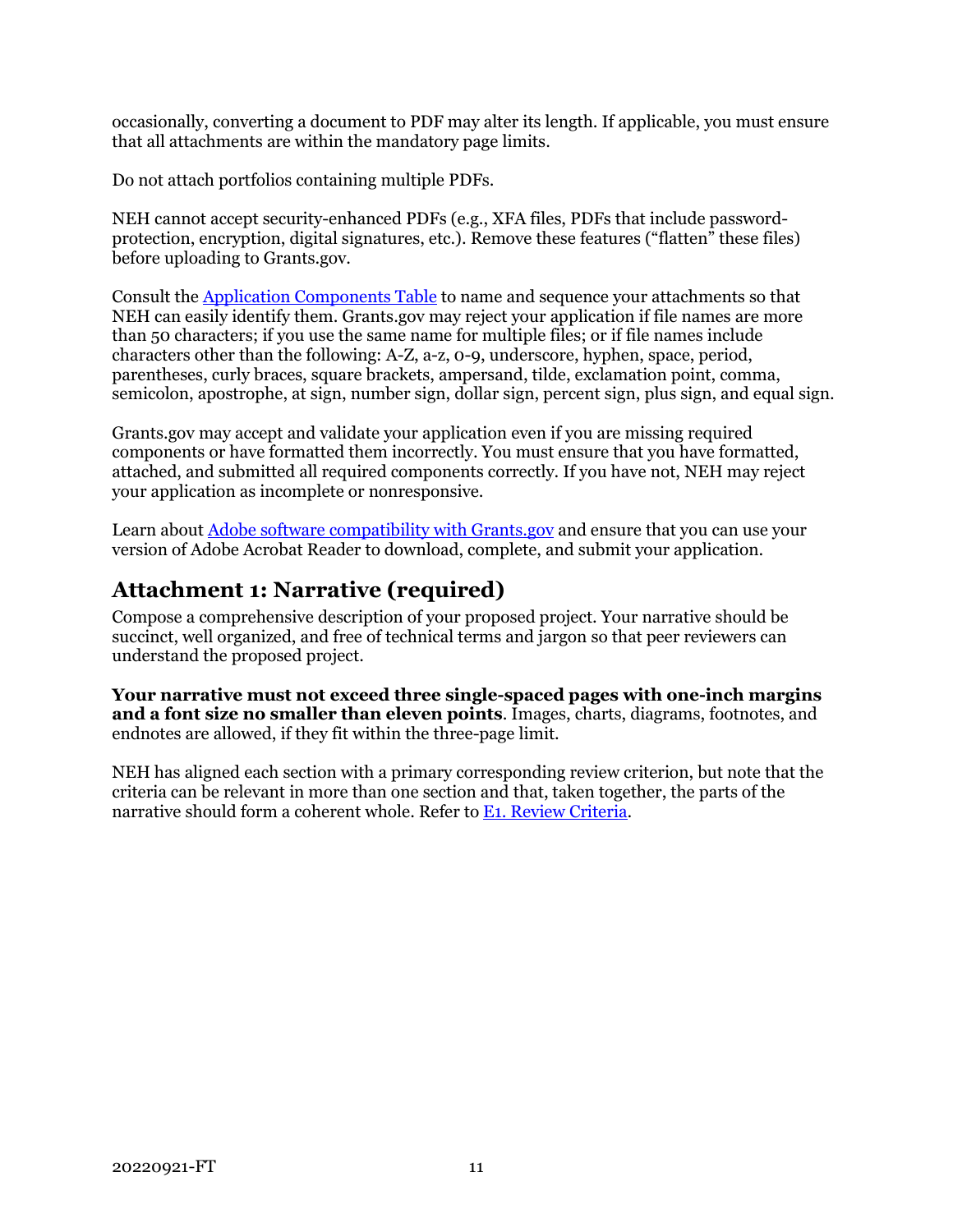occasionally, converting a document to PDF may alter its length. If applicable, you must ensure that all attachments are within the mandatory page limits.

Do not attach portfolios containing multiple PDFs.

NEH cannot accept security-enhanced PDFs (e.g., XFA files, PDFs that include password-protection, encryption, digital signatures, etc.). Remove these features ("flatten" these files) before uploading to Grants.gov.

Consult the Application Components Table to name and sequence your attachments so that NEH can easily identify them. Grants.gov may reject your application if file names are more than 50 characters; if you use the same name for multiple files; or if file names include characters other than the following: A-Z, a-z, 0-9, underscore, hyphen, space, period, parentheses, curly braces, square brackets, ampersand, tilde, exclamation point, comma, semicolon, apostrophe, at sign, number sign, dollar sign, percent sign, plus sign, and equal sign.

Grants.gov may accept and validate your application even if you are missing required components or have formatted them incorrectly. You must ensure that you have formatted, attached, and submitted all required components correctly. If you have not, NEH may reject your application as incomplete or nonresponsive.

Learn about Adobe software compatibility with Grants.gov and ensure that you can use your version of Adobe Acrobat Reader to download, complete, and submit your application.

## Attachment 1: Narrative (required)

Compose a comprehensive description of your proposed project. Your narrative should be succinct, well organized, and free of technical terms and jargon so that peer reviewers can understand the proposed project.

**Your narrative must not exceed three single-spaced pages with one-inch margins and a font size no smaller than eleven points**. Images, charts, diagrams, footnotes, and endnotes are allowed, if they fit within the three-page limit.

NEH has aligned each section with a primary corresponding review criterion, but note that the criteria can be relevant in more than one section and that, taken together, the parts of the narrative should form a coherent whole. Refer to E1. Review Criteria.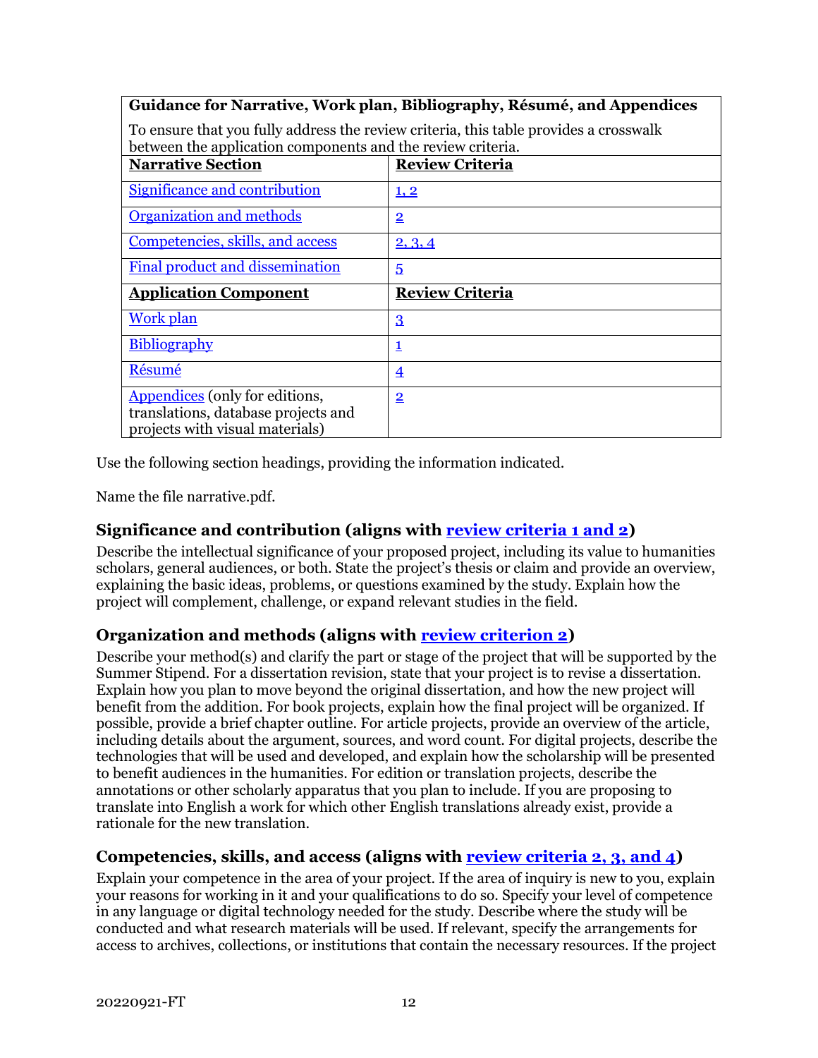| **Guidance for Narrative, Work plan, Bibliography, Résumé, and Appendices** | |
|---|---|
| To ensure that you fully address the review criteria, this table provides a crosswalk between the application components and the review criteria. | |
| **Narrative Section** | **Review Criteria** |
| Significance and contribution | 1, 2 |
| Organization and methods | 2 |
| Competencies, skills, and access | 2, 3, 4 |
| Final product and dissemination | 5 |
| **Application Component** | **Review Criteria** |
| Work plan | 3 |
| Bibliography | 1 |
| Résumé | 4 |
| Appendices (only for editions, translations, database projects and projects with visual materials) | 2 |

Use the following section headings, providing the information indicated.

Name the file narrative.pdf.

### Significance and contribution (aligns with review criteria 1 and 2)

Describe the intellectual significance of your proposed project, including its value to humanities scholars, general audiences, or both. State the project's thesis or claim and provide an overview, explaining the basic ideas, problems, or questions examined by the study. Explain how the project will complement, challenge, or expand relevant studies in the field.

### Organization and methods (aligns with review criterion 2)

Describe your method(s) and clarify the part or stage of the project that will be supported by the Summer Stipend. For a dissertation revision, state that your project is to revise a dissertation. Explain how you plan to move beyond the original dissertation, and how the new project will benefit from the addition. For book projects, explain how the final project will be organized. If possible, provide a brief chapter outline. For article projects, provide an overview of the article, including details about the argument, sources, and word count. For digital projects, describe the technologies that will be used and developed, and explain how the scholarship will be presented to benefit audiences in the humanities. For edition or translation projects, describe the annotations or other scholarly apparatus that you plan to include. If you are proposing to translate into English a work for which other English translations already exist, provide a rationale for the new translation.

### Competencies, skills, and access (aligns with review criteria 2, 3, and 4)

Explain your competence in the area of your project. If the area of inquiry is new to you, explain your reasons for working in it and your qualifications to do so. Specify your level of competence in any language or digital technology needed for the study. Describe where the study will be conducted and what research materials will be used. If relevant, specify the arrangements for access to archives, collections, or institutions that contain the necessary resources. If the project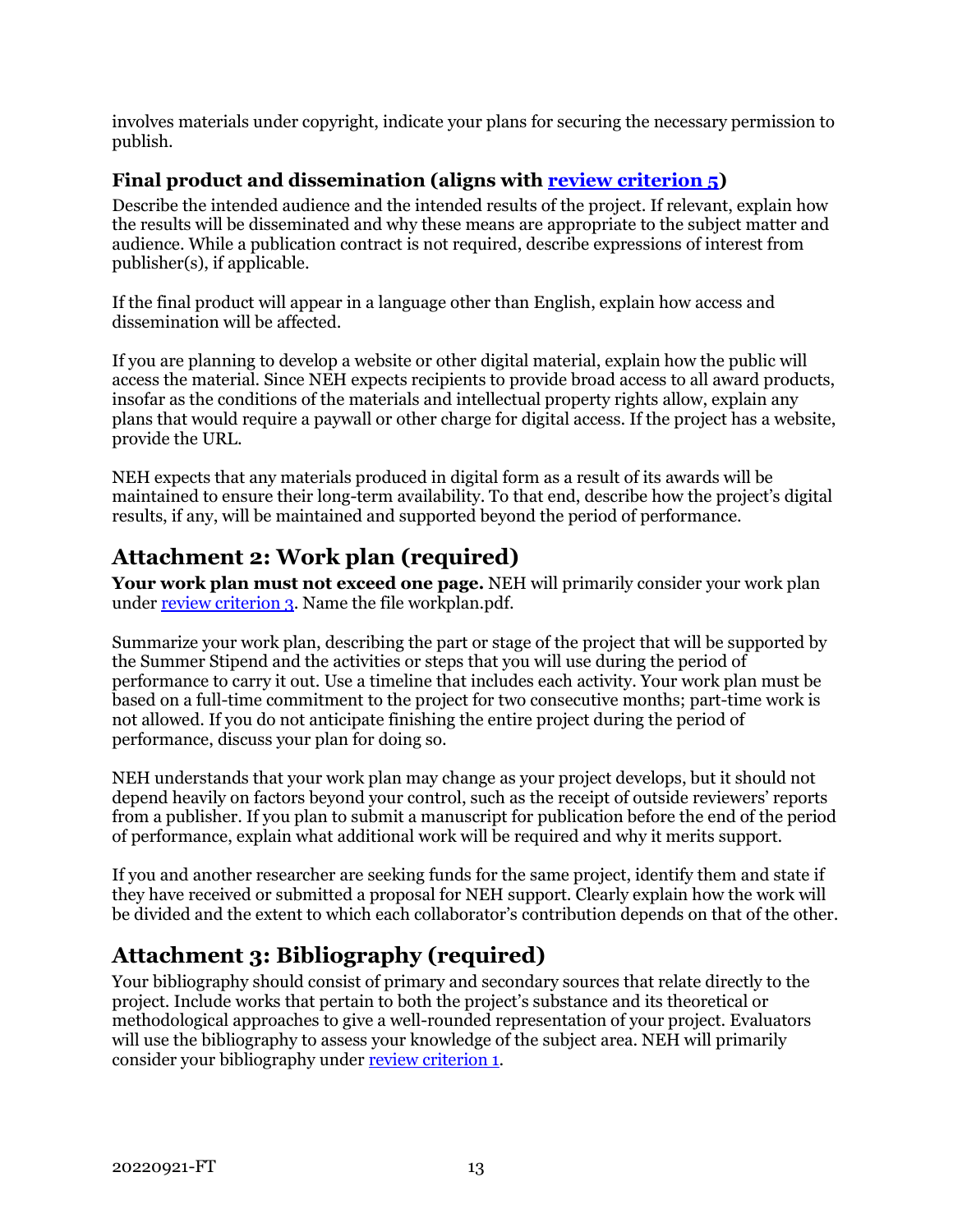involves materials under copyright, indicate your plans for securing the necessary permission to publish.

### Final product and dissemination (aligns with review criterion 5)

Describe the intended audience and the intended results of the project. If relevant, explain how the results will be disseminated and why these means are appropriate to the subject matter and audience. While a publication contract is not required, describe expressions of interest from publisher(s), if applicable.

If the final product will appear in a language other than English, explain how access and dissemination will be affected.

If you are planning to develop a website or other digital material, explain how the public will access the material. Since NEH expects recipients to provide broad access to all award products, insofar as the conditions of the materials and intellectual property rights allow, explain any plans that would require a paywall or other charge for digital access. If the project has a website, provide the URL.

NEH expects that any materials produced in digital form as a result of its awards will be maintained to ensure their long-term availability. To that end, describe how the project's digital results, if any, will be maintained and supported beyond the period of performance.

## Attachment 2: Work plan (required)

**Your work plan must not exceed one page.** NEH will primarily consider your work plan under review criterion 3. Name the file workplan.pdf.

Summarize your work plan, describing the part or stage of the project that will be supported by the Summer Stipend and the activities or steps that you will use during the period of performance to carry it out. Use a timeline that includes each activity. Your work plan must be based on a full-time commitment to the project for two consecutive months; part-time work is not allowed. If you do not anticipate finishing the entire project during the period of performance, discuss your plan for doing so.

NEH understands that your work plan may change as your project develops, but it should not depend heavily on factors beyond your control, such as the receipt of outside reviewers' reports from a publisher. If you plan to submit a manuscript for publication before the end of the period of performance, explain what additional work will be required and why it merits support.

If you and another researcher are seeking funds for the same project, identify them and state if they have received or submitted a proposal for NEH support. Clearly explain how the work will be divided and the extent to which each collaborator's contribution depends on that of the other.

## Attachment 3: Bibliography (required)

Your bibliography should consist of primary and secondary sources that relate directly to the project. Include works that pertain to both the project's substance and its theoretical or methodological approaches to give a well-rounded representation of your project. Evaluators will use the bibliography to assess your knowledge of the subject area. NEH will primarily consider your bibliography under review criterion 1.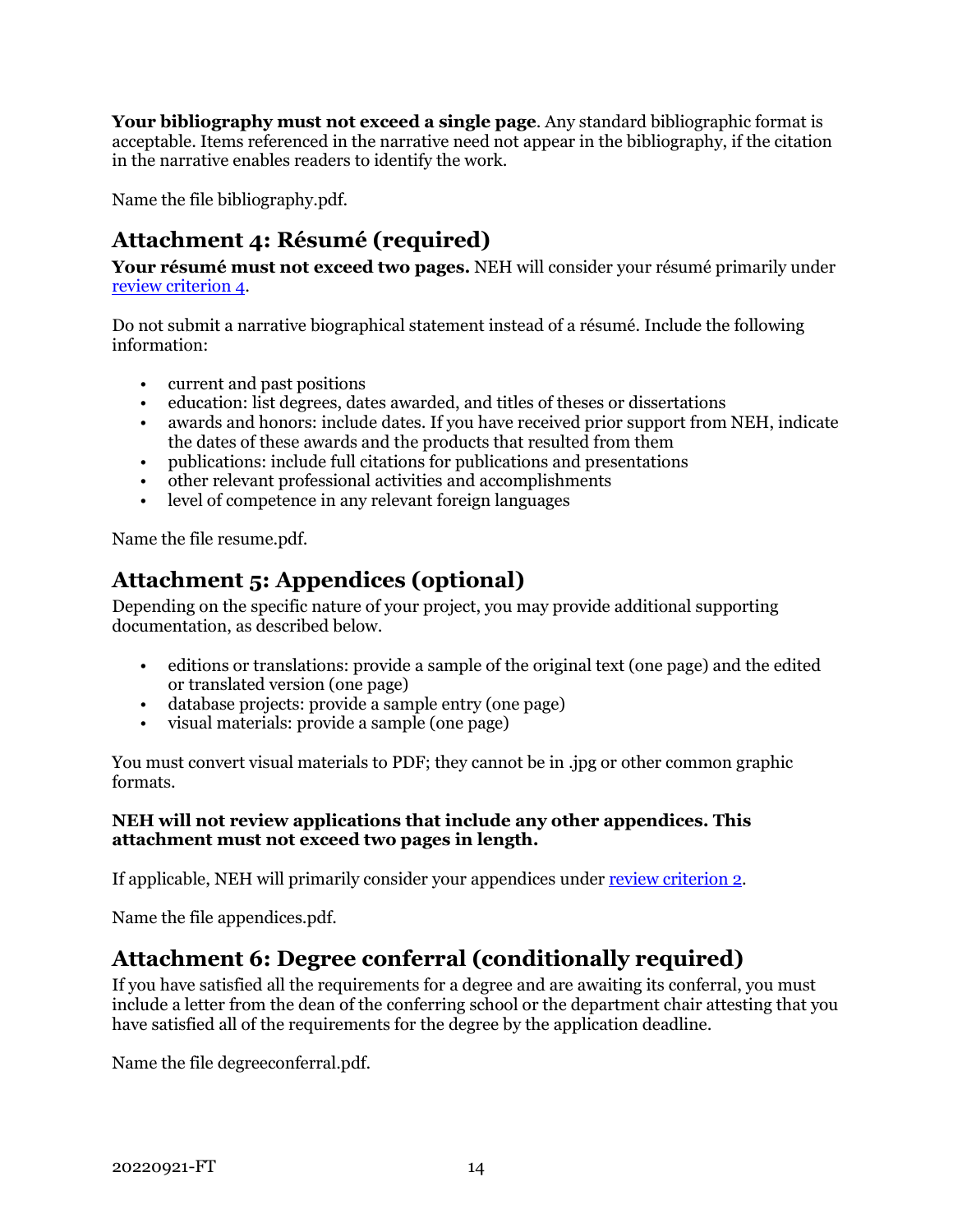**Your bibliography must not exceed a single page**. Any standard bibliographic format is acceptable. Items referenced in the narrative need not appear in the bibliography, if the citation in the narrative enables readers to identify the work.

Name the file bibliography.pdf.

## Attachment 4: Résumé (required)

**Your résumé must not exceed two pages.** NEH will consider your résumé primarily under review criterion 4.

Do not submit a narrative biographical statement instead of a résumé. Include the following information:

- current and past positions
- education: list degrees, dates awarded, and titles of theses or dissertations
- awards and honors: include dates. If you have received prior support from NEH, indicate the dates of these awards and the products that resulted from them
- publications: include full citations for publications and presentations
- other relevant professional activities and accomplishments
- level of competence in any relevant foreign languages

Name the file resume.pdf.

## Attachment 5: Appendices (optional)

Depending on the specific nature of your project, you may provide additional supporting documentation, as described below.

- editions or translations: provide a sample of the original text (one page) and the edited or translated version (one page)
- database projects: provide a sample entry (one page)
- visual materials: provide a sample (one page)

You must convert visual materials to PDF; they cannot be in .jpg or other common graphic formats.

**NEH will not review applications that include any other appendices. This attachment must not exceed two pages in length.**

If applicable, NEH will primarily consider your appendices under review criterion 2.

Name the file appendices.pdf.

## Attachment 6: Degree conferral (conditionally required)

If you have satisfied all the requirements for a degree and are awaiting its conferral, you must include a letter from the dean of the conferring school or the department chair attesting that you have satisfied all of the requirements for the degree by the application deadline.

Name the file degreeconferral.pdf.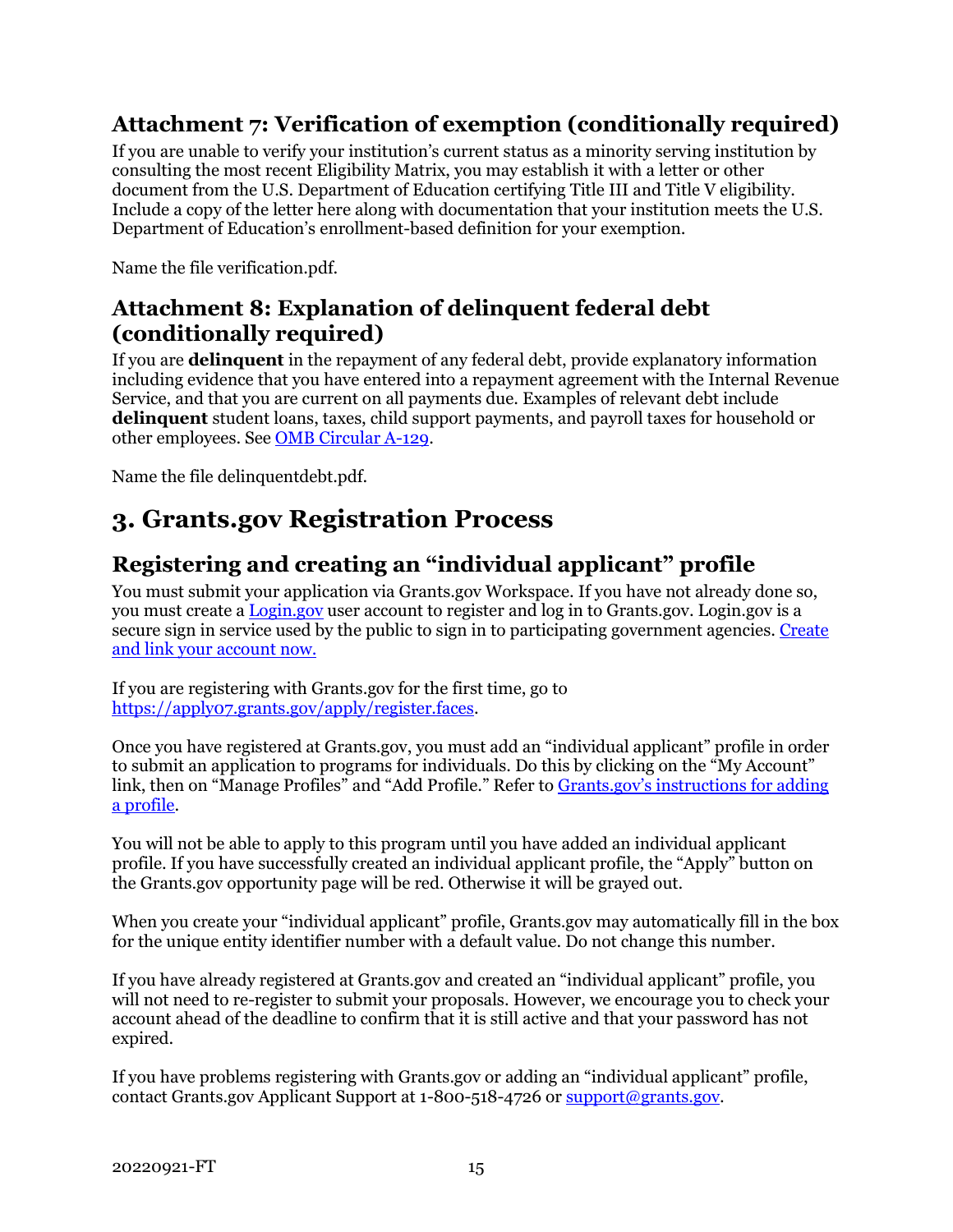### Attachment 7: Verification of exemption (conditionally required)

If you are unable to verify your institution's current status as a minority serving institution by consulting the most recent Eligibility Matrix, you may establish it with a letter or other document from the U.S. Department of Education certifying Title III and Title V eligibility. Include a copy of the letter here along with documentation that your institution meets the U.S. Department of Education's enrollment-based definition for your exemption.

Name the file verification.pdf.

### Attachment 8: Explanation of delinquent federal debt (conditionally required)

If you are **delinquent** in the repayment of any federal debt, provide explanatory information including evidence that you have entered into a repayment agreement with the Internal Revenue Service, and that you are current on all payments due. Examples of relevant debt include **delinquent** student loans, taxes, child support payments, and payroll taxes for household or other employees. See [OMB Circular A-129](#).

Name the file delinquentdebt.pdf.

## 3. Grants.gov Registration Process

### Registering and creating an "individual applicant" profile

You must submit your application via Grants.gov Workspace. If you have not already done so, you must create a [Login.gov](#) user account to register and log in to Grants.gov. Login.gov is a secure sign in service used by the public to sign in to participating government agencies. [Create and link your account now.](#)

If you are registering with Grants.gov for the first time, go to [https://apply07.grants.gov/apply/register.faces](https://apply07.grants.gov/apply/register.faces).

Once you have registered at Grants.gov, you must add an "individual applicant" profile in order to submit an application to programs for individuals. Do this by clicking on the "My Account" link, then on "Manage Profiles" and "Add Profile." Refer to [Grants.gov's instructions for adding a profile](#).

You will not be able to apply to this program until you have added an individual applicant profile. If you have successfully created an individual applicant profile, the "Apply" button on the Grants.gov opportunity page will be red. Otherwise it will be grayed out.

When you create your "individual applicant" profile, Grants.gov may automatically fill in the box for the unique entity identifier number with a default value. Do not change this number.

If you have already registered at Grants.gov and created an "individual applicant" profile, you will not need to re-register to submit your proposals. However, we encourage you to check your account ahead of the deadline to confirm that it is still active and that your password has not expired.

If you have problems registering with Grants.gov or adding an "individual applicant" profile, contact Grants.gov Applicant Support at 1-800-518-4726 or [support@grants.gov](mailto:support@grants.gov).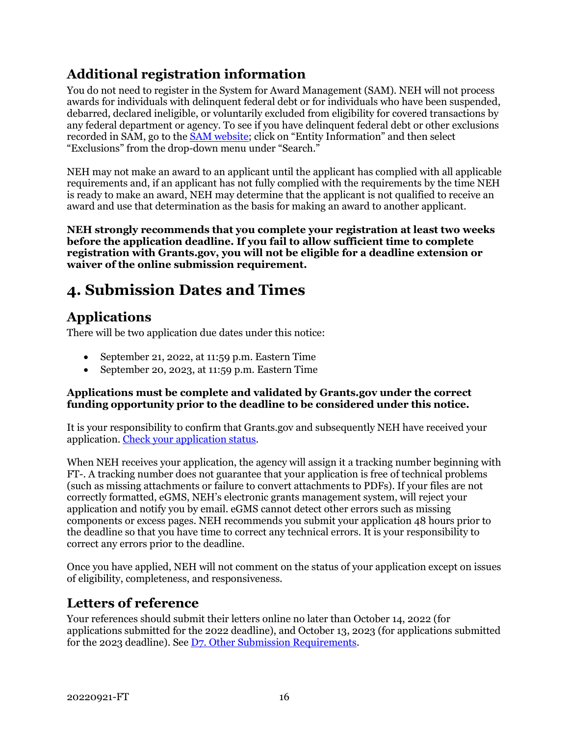## Additional registration information

You do not need to register in the System for Award Management (SAM). NEH will not process awards for individuals with delinquent federal debt or for individuals who have been suspended, debarred, declared ineligible, or voluntarily excluded from eligibility for covered transactions by any federal department or agency. To see if you have delinquent federal debt or other exclusions recorded in SAM, go to the [SAM website](); click on "Entity Information" and then select "Exclusions" from the drop-down menu under "Search."

NEH may not make an award to an applicant until the applicant has complied with all applicable requirements and, if an applicant has not fully complied with the requirements by the time NEH is ready to make an award, NEH may determine that the applicant is not qualified to receive an award and use that determination as the basis for making an award to another applicant.

**NEH strongly recommends that you complete your registration at least two weeks before the application deadline. If you fail to allow sufficient time to complete registration with Grants.gov, you will not be eligible for a deadline extension or waiver of the online submission requirement.**

# 4. Submission Dates and Times

## Applications

There will be two application due dates under this notice:

- September 21, 2022, at 11:59 p.m. Eastern Time
- September 20, 2023, at 11:59 p.m. Eastern Time

**Applications must be complete and validated by Grants.gov under the correct funding opportunity prior to the deadline to be considered under this notice.**

It is your responsibility to confirm that Grants.gov and subsequently NEH have received your application. [Check your application status]().

When NEH receives your application, the agency will assign it a tracking number beginning with FT-. A tracking number does not guarantee that your application is free of technical problems (such as missing attachments or failure to convert attachments to PDFs). If your files are not correctly formatted, eGMS, NEH's electronic grants management system, will reject your application and notify you by email. eGMS cannot detect other errors such as missing components or excess pages. NEH recommends you submit your application 48 hours prior to the deadline so that you have time to correct any technical errors. It is your responsibility to correct any errors prior to the deadline.

Once you have applied, NEH will not comment on the status of your application except on issues of eligibility, completeness, and responsiveness.

## Letters of reference

Your references should submit their letters online no later than October 14, 2022 (for applications submitted for the 2022 deadline), and October 13, 2023 (for applications submitted for the 2023 deadline). See [D7. Other Submission Requirements]().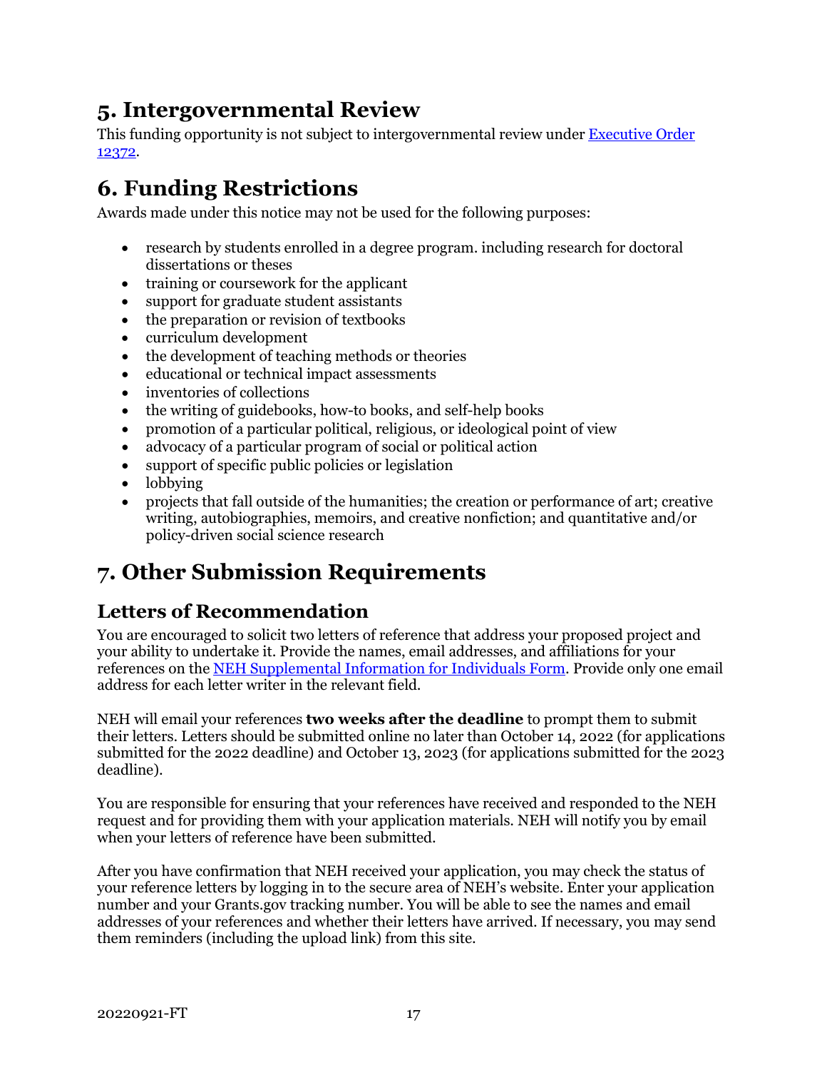## 5. Intergovernmental Review

This funding opportunity is not subject to intergovernmental review under [Executive Order 12372](#).

## 6. Funding Restrictions

Awards made under this notice may not be used for the following purposes:

- research by students enrolled in a degree program. including research for doctoral dissertations or theses
- training or coursework for the applicant
- support for graduate student assistants
- the preparation or revision of textbooks
- curriculum development
- the development of teaching methods or theories
- educational or technical impact assessments
- inventories of collections
- the writing of guidebooks, how-to books, and self-help books
- promotion of a particular political, religious, or ideological point of view
- advocacy of a particular program of social or political action
- support of specific public policies or legislation
- lobbying
- projects that fall outside of the humanities; the creation or performance of art; creative writing, autobiographies, memoirs, and creative nonfiction; and quantitative and/or policy-driven social science research

## 7. Other Submission Requirements

### Letters of Recommendation

You are encouraged to solicit two letters of reference that address your proposed project and your ability to undertake it. Provide the names, email addresses, and affiliations for your references on the [NEH Supplemental Information for Individuals Form](#). Provide only one email address for each letter writer in the relevant field.

NEH will email your references **two weeks after the deadline** to prompt them to submit their letters. Letters should be submitted online no later than October 14, 2022 (for applications submitted for the 2022 deadline) and October 13, 2023 (for applications submitted for the 2023 deadline).

You are responsible for ensuring that your references have received and responded to the NEH request and for providing them with your application materials. NEH will notify you by email when your letters of reference have been submitted.

After you have confirmation that NEH received your application, you may check the status of your reference letters by logging in to the secure area of NEH's website. Enter your application number and your Grants.gov tracking number. You will be able to see the names and email addresses of your references and whether their letters have arrived. If necessary, you may send them reminders (including the upload link) from this site.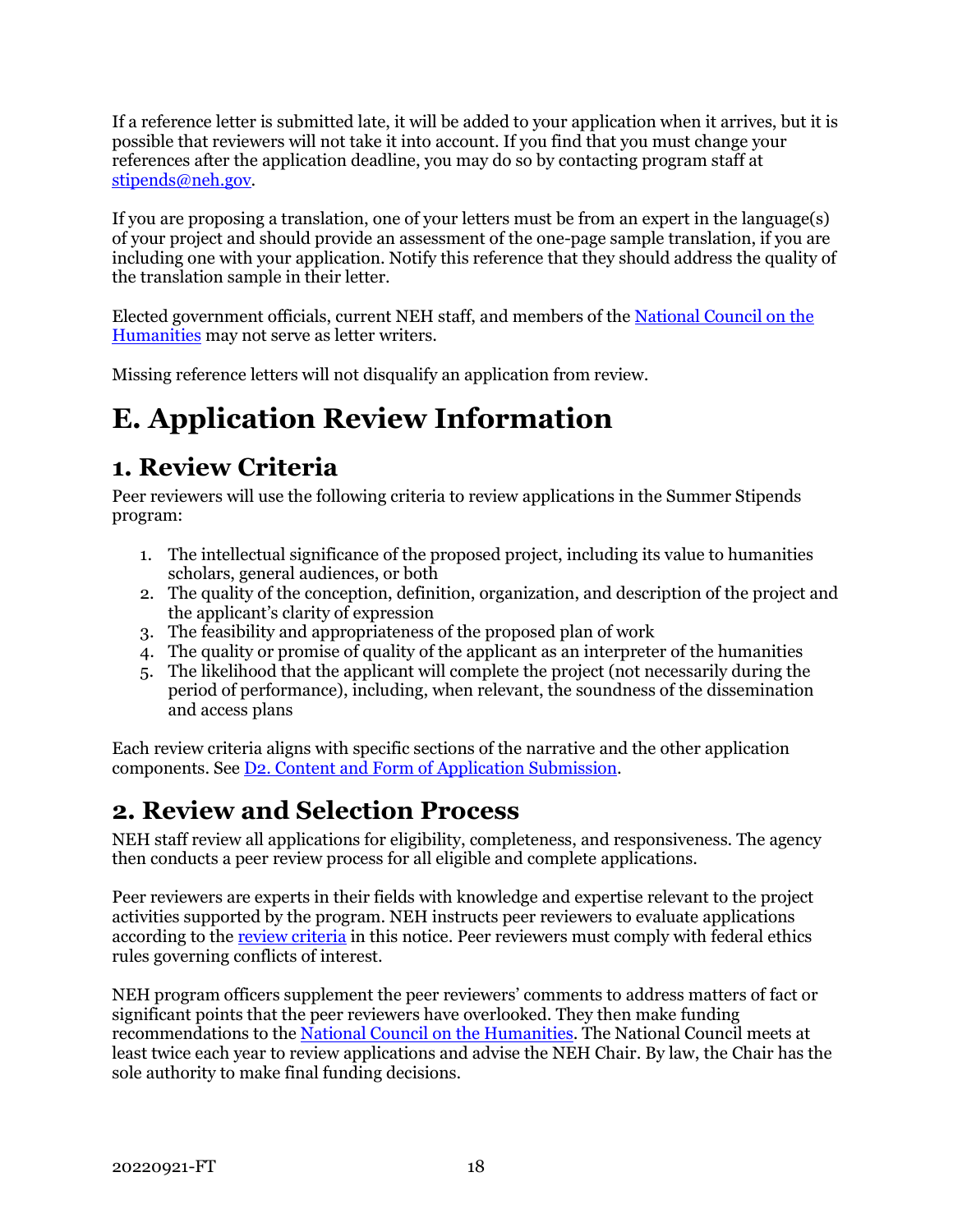If a reference letter is submitted late, it will be added to your application when it arrives, but it is possible that reviewers will not take it into account. If you find that you must change your references after the application deadline, you may do so by contacting program staff at [stipends@neh.gov](mailto:stipends@neh.gov).

If you are proposing a translation, one of your letters must be from an expert in the language(s) of your project and should provide an assessment of the one-page sample translation, if you are including one with your application. Notify this reference that they should address the quality of the translation sample in their letter.

Elected government officials, current NEH staff, and members of the [National Council on the Humanities](#) may not serve as letter writers.

Missing reference letters will not disqualify an application from review.

# E. Application Review Information

## 1. Review Criteria

Peer reviewers will use the following criteria to review applications in the Summer Stipends program:

1. The intellectual significance of the proposed project, including its value to humanities scholars, general audiences, or both
2. The quality of the conception, definition, organization, and description of the project and the applicant's clarity of expression
3. The feasibility and appropriateness of the proposed plan of work
4. The quality or promise of quality of the applicant as an interpreter of the humanities
5. The likelihood that the applicant will complete the project (not necessarily during the period of performance), including, when relevant, the soundness of the dissemination and access plans

Each review criteria aligns with specific sections of the narrative and the other application components. See [D2. Content and Form of Application Submission](#).

## 2. Review and Selection Process

NEH staff review all applications for eligibility, completeness, and responsiveness. The agency then conducts a peer review process for all eligible and complete applications.

Peer reviewers are experts in their fields with knowledge and expertise relevant to the project activities supported by the program. NEH instructs peer reviewers to evaluate applications according to the [review criteria](#) in this notice. Peer reviewers must comply with federal ethics rules governing conflicts of interest.

NEH program officers supplement the peer reviewers' comments to address matters of fact or significant points that the peer reviewers have overlooked. They then make funding recommendations to the [National Council on the Humanities](#). The National Council meets at least twice each year to review applications and advise the NEH Chair. By law, the Chair has the sole authority to make final funding decisions.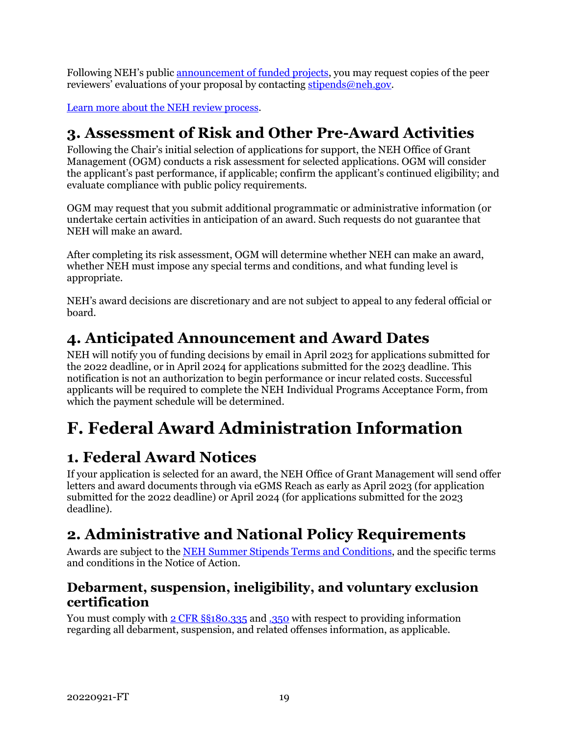Following NEH's public [announcement of funded projects](), you may request copies of the peer reviewers' evaluations of your proposal by contacting [stipends@neh.gov]().

[Learn more about the NEH review process]().

## 3. Assessment of Risk and Other Pre-Award Activities

Following the Chair's initial selection of applications for support, the NEH Office of Grant Management (OGM) conducts a risk assessment for selected applications. OGM will consider the applicant's past performance, if applicable; confirm the applicant's continued eligibility; and evaluate compliance with public policy requirements.

OGM may request that you submit additional programmatic or administrative information (or undertake certain activities in anticipation of an award. Such requests do not guarantee that NEH will make an award.

After completing its risk assessment, OGM will determine whether NEH can make an award, whether NEH must impose any special terms and conditions, and what funding level is appropriate.

NEH's award decisions are discretionary and are not subject to appeal to any federal official or board.

## 4. Anticipated Announcement and Award Dates

NEH will notify you of funding decisions by email in April 2023 for applications submitted for the 2022 deadline, or in April 2024 for applications submitted for the 2023 deadline. This notification is not an authorization to begin performance or incur related costs. Successful applicants will be required to complete the NEH Individual Programs Acceptance Form, from which the payment schedule will be determined.

# F. Federal Award Administration Information

## 1. Federal Award Notices

If your application is selected for an award, the NEH Office of Grant Management will send offer letters and award documents through via eGMS Reach as early as April 2023 (for application submitted for the 2022 deadline) or April 2024 (for applications submitted for the 2023 deadline).

## 2. Administrative and National Policy Requirements

Awards are subject to the [NEH Summer Stipends Terms and Conditions](), and the specific terms and conditions in the Notice of Action.

### Debarment, suspension, ineligibility, and voluntary exclusion certification

You must comply with [2 CFR §§180.335]() and [.350]() with respect to providing information regarding all debarment, suspension, and related offenses information, as applicable.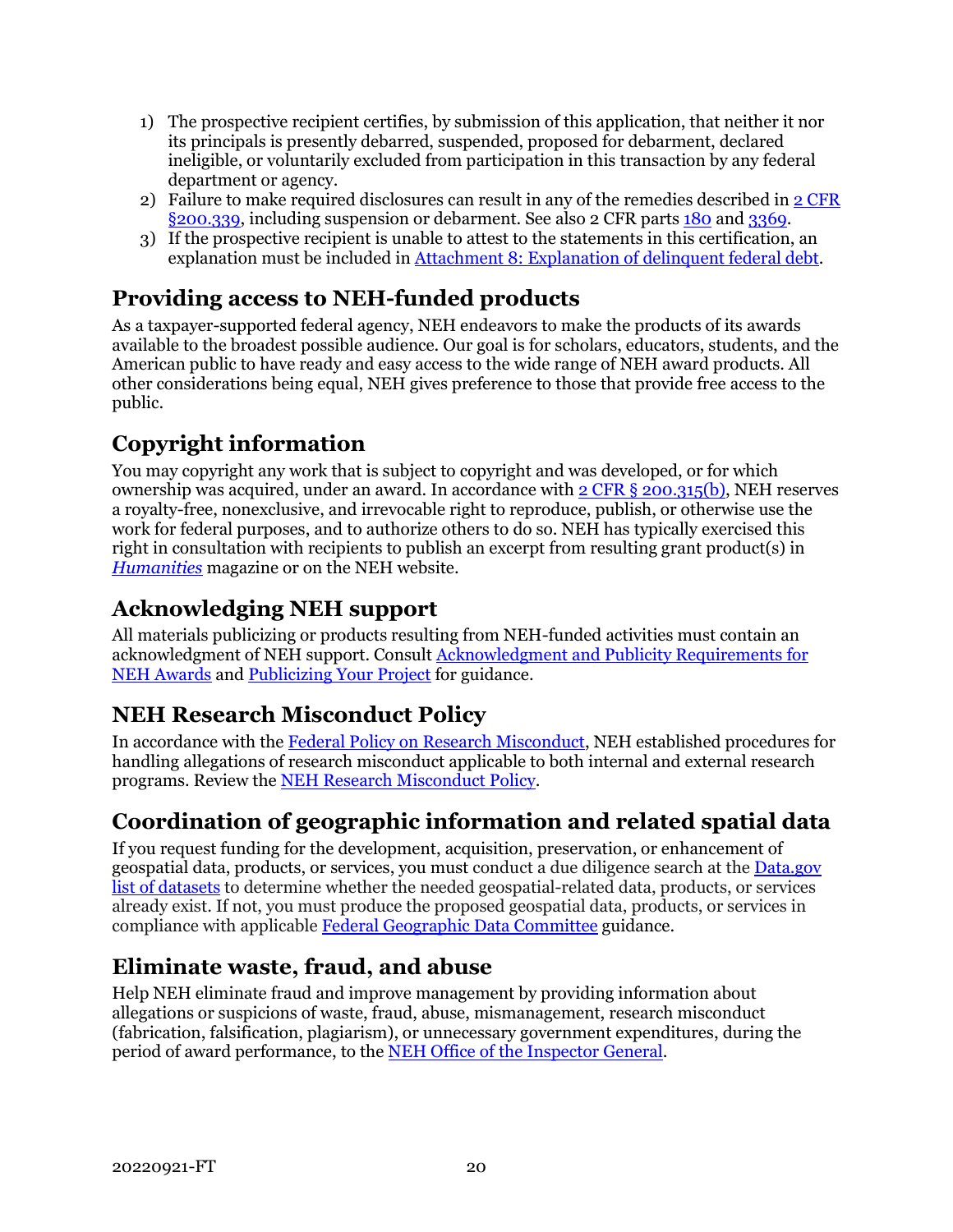1) The prospective recipient certifies, by submission of this application, that neither it nor its principals is presently debarred, suspended, proposed for debarment, declared ineligible, or voluntarily excluded from participation in this transaction by any federal department or agency.
2) Failure to make required disclosures can result in any of the remedies described in 2 CFR §200.339, including suspension or debarment. See also 2 CFR parts 180 and 3369.
3) If the prospective recipient is unable to attest to the statements in this certification, an explanation must be included in Attachment 8: Explanation of delinquent federal debt.

## Providing access to NEH-funded products

As a taxpayer-supported federal agency, NEH endeavors to make the products of its awards available to the broadest possible audience. Our goal is for scholars, educators, students, and the American public to have ready and easy access to the wide range of NEH award products. All other considerations being equal, NEH gives preference to those that provide free access to the public.

## Copyright information

You may copyright any work that is subject to copyright and was developed, or for which ownership was acquired, under an award. In accordance with 2 CFR § 200.315(b), NEH reserves a royalty-free, nonexclusive, and irrevocable right to reproduce, publish, or otherwise use the work for federal purposes, and to authorize others to do so. NEH has typically exercised this right in consultation with recipients to publish an excerpt from resulting grant product(s) in *Humanities* magazine or on the NEH website.

## Acknowledging NEH support

All materials publicizing or products resulting from NEH-funded activities must contain an acknowledgment of NEH support. Consult Acknowledgment and Publicity Requirements for NEH Awards and Publicizing Your Project for guidance.

## NEH Research Misconduct Policy

In accordance with the Federal Policy on Research Misconduct, NEH established procedures for handling allegations of research misconduct applicable to both internal and external research programs. Review the NEH Research Misconduct Policy.

## Coordination of geographic information and related spatial data

If you request funding for the development, acquisition, preservation, or enhancement of geospatial data, products, or services, you must conduct a due diligence search at the Data.gov list of datasets to determine whether the needed geospatial-related data, products, or services already exist. If not, you must produce the proposed geospatial data, products, or services in compliance with applicable Federal Geographic Data Committee guidance.

## Eliminate waste, fraud, and abuse

Help NEH eliminate fraud and improve management by providing information about allegations or suspicions of waste, fraud, abuse, mismanagement, research misconduct (fabrication, falsification, plagiarism), or unnecessary government expenditures, during the period of award performance, to the NEH Office of the Inspector General.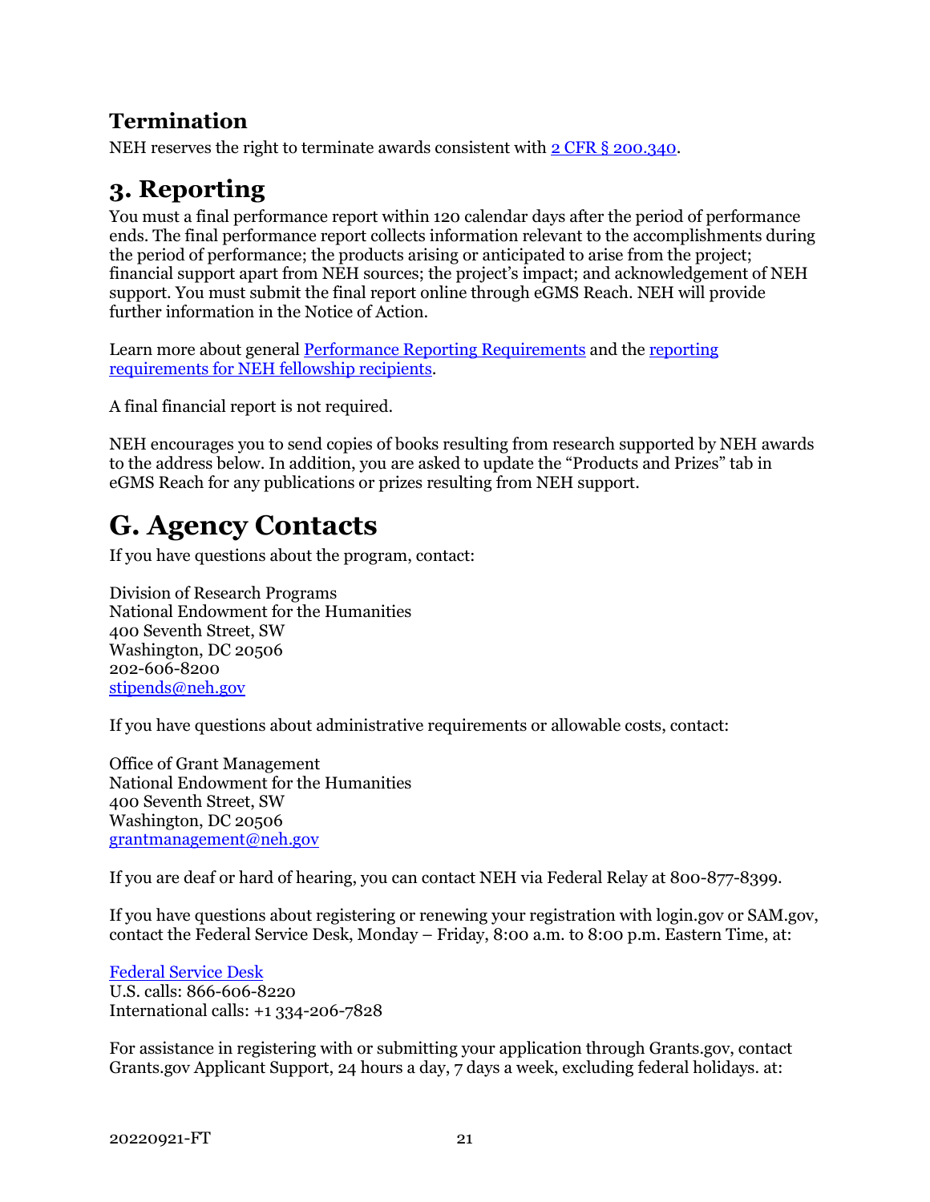### Termination

NEH reserves the right to terminate awards consistent with [2 CFR § 200.340](#).

## 3. Reporting

You must a final performance report within 120 calendar days after the period of performance ends. The final performance report collects information relevant to the accomplishments during the period of performance; the products arising or anticipated to arise from the project; financial support apart from NEH sources; the project's impact; and acknowledgement of NEH support. You must submit the final report online through eGMS Reach. NEH will provide further information in the Notice of Action.

Learn more about general [Performance Reporting Requirements](#) and the [reporting requirements for NEH fellowship recipients](#).

A final financial report is not required.

NEH encourages you to send copies of books resulting from research supported by NEH awards to the address below. In addition, you are asked to update the "Products and Prizes" tab in eGMS Reach for any publications or prizes resulting from NEH support.

# G. Agency Contacts

If you have questions about the program, contact:

Division of Research Programs
National Endowment for the Humanities
400 Seventh Street, SW
Washington, DC 20506
202-606-8200
[stipends@neh.gov](mailto:stipends@neh.gov)

If you have questions about administrative requirements or allowable costs, contact:

Office of Grant Management
National Endowment for the Humanities
400 Seventh Street, SW
Washington, DC 20506
[grantmanagement@neh.gov](mailto:grantmanagement@neh.gov)

If you are deaf or hard of hearing, you can contact NEH via Federal Relay at 800-877-8399.

If you have questions about registering or renewing your registration with login.gov or SAM.gov, contact the Federal Service Desk, Monday – Friday, 8:00 a.m. to 8:00 p.m. Eastern Time, at:

[Federal Service Desk](#)
U.S. calls: 866-606-8220
International calls: +1 334-206-7828

For assistance in registering with or submitting your application through Grants.gov, contact Grants.gov Applicant Support, 24 hours a day, 7 days a week, excluding federal holidays. at: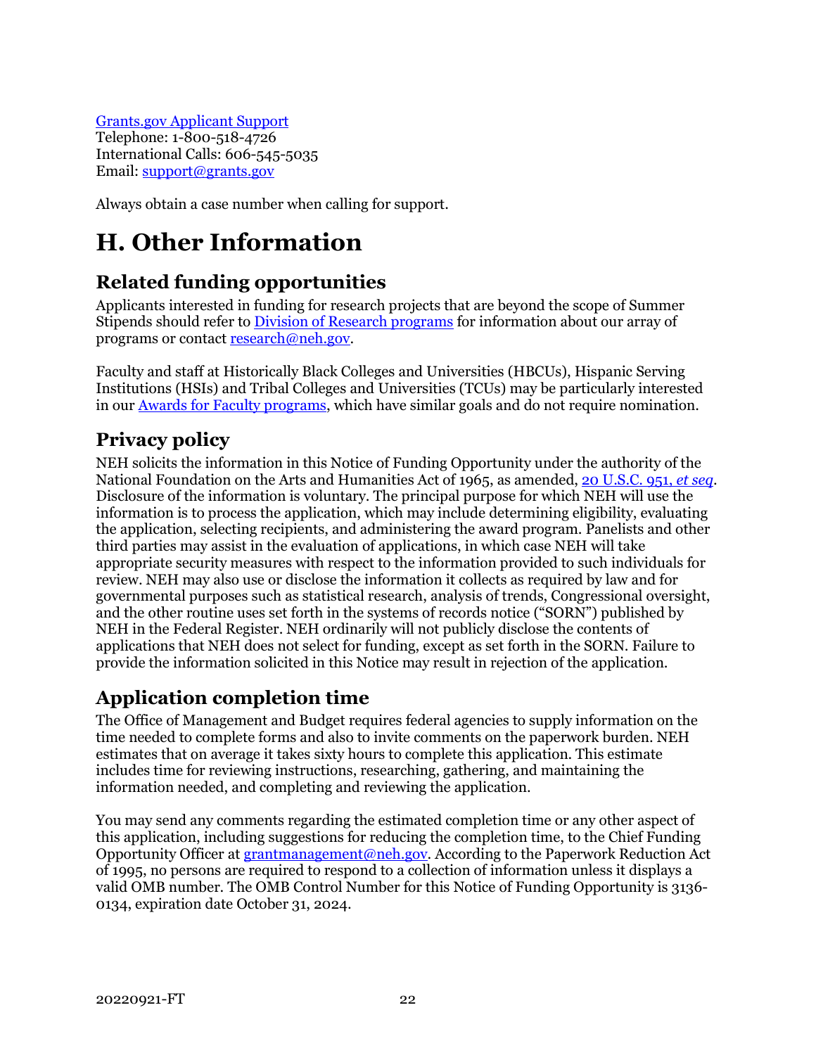[Grants.gov Applicant Support](#)
Telephone: 1-800-518-4726
International Calls: 606-545-5035
Email: [support@grants.gov](mailto:support@grants.gov)

Always obtain a case number when calling for support.

# H. Other Information

## Related funding opportunities

Applicants interested in funding for research projects that are beyond the scope of Summer Stipends should refer to [Division of Research programs](#) for information about our array of programs or contact [research@neh.gov](mailto:research@neh.gov).

Faculty and staff at Historically Black Colleges and Universities (HBCUs), Hispanic Serving Institutions (HSIs) and Tribal Colleges and Universities (TCUs) may be particularly interested in our [Awards for Faculty programs](#), which have similar goals and do not require nomination.

## Privacy policy

NEH solicits the information in this Notice of Funding Opportunity under the authority of the National Foundation on the Arts and Humanities Act of 1965, as amended, [20 U.S.C. 951, *et seq*](#). Disclosure of the information is voluntary. The principal purpose for which NEH will use the information is to process the application, which may include determining eligibility, evaluating the application, selecting recipients, and administering the award program. Panelists and other third parties may assist in the evaluation of applications, in which case NEH will take appropriate security measures with respect to the information provided to such individuals for review. NEH may also use or disclose the information it collects as required by law and for governmental purposes such as statistical research, analysis of trends, Congressional oversight, and the other routine uses set forth in the systems of records notice ("SORN") published by NEH in the Federal Register. NEH ordinarily will not publicly disclose the contents of applications that NEH does not select for funding, except as set forth in the SORN. Failure to provide the information solicited in this Notice may result in rejection of the application.

## Application completion time

The Office of Management and Budget requires federal agencies to supply information on the time needed to complete forms and also to invite comments on the paperwork burden. NEH estimates that on average it takes sixty hours to complete this application. This estimate includes time for reviewing instructions, researching, gathering, and maintaining the information needed, and completing and reviewing the application.

You may send any comments regarding the estimated completion time or any other aspect of this application, including suggestions for reducing the completion time, to the Chief Funding Opportunity Officer at [grantmanagement@neh.gov](mailto:grantmanagement@neh.gov). According to the Paperwork Reduction Act of 1995, no persons are required to respond to a collection of information unless it displays a valid OMB number. The OMB Control Number for this Notice of Funding Opportunity is 3136-0134, expiration date October 31, 2024.